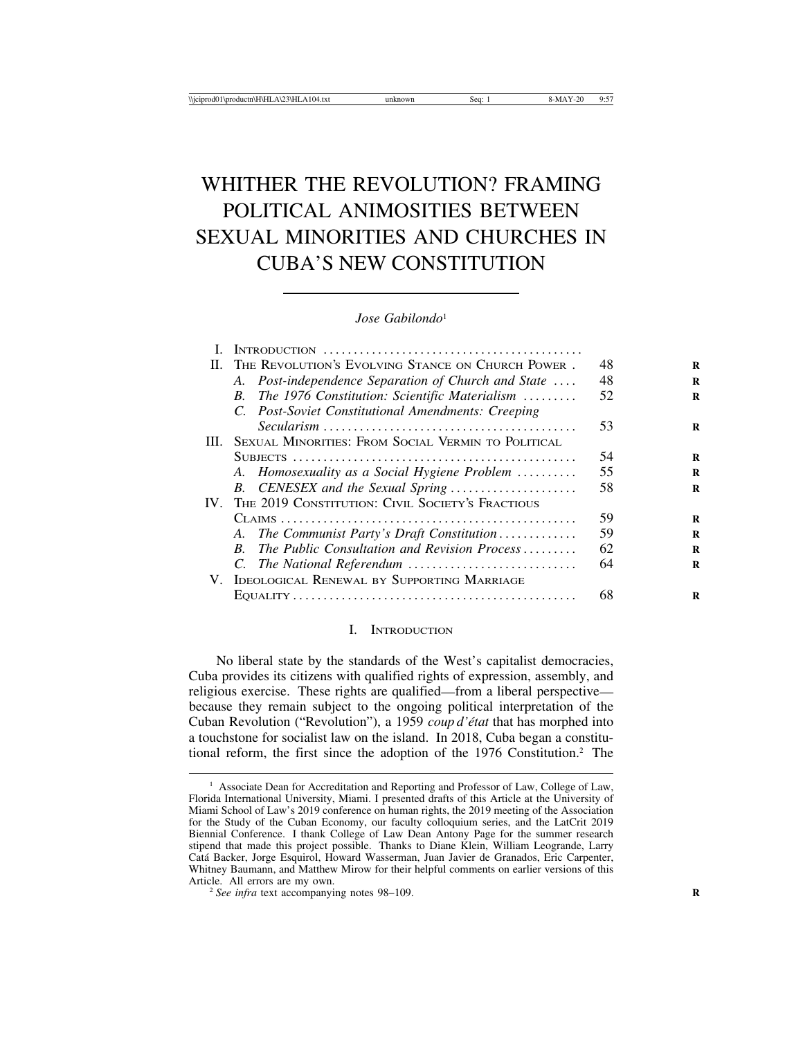# WHITHER THE REVOLUTION? FRAMING POLITICAL ANIMOSITIES BETWEEN SEXUAL MINORITIES AND CHURCHES IN CUBA'S NEW CONSTITUTION

*Jose Gabilondo*[1]

| | | |
|---|---|---|
| I. | INTRODUCTION | |
| II. | THE REVOLUTION'S EVOLVING STANCE ON CHURCH POWER | 48 |
| | *A. Post-independence Separation of Church and State* | 48 |
| | *B. The 1976 Constitution: Scientific Materialism* | 52 |
| | *C. Post-Soviet Constitutional Amendments: Creeping Secularism* | 53 |
| III. | SEXUAL MINORITIES: FROM SOCIAL VERMIN TO POLITICAL SUBJECTS | 54 |
| | *A. Homosexuality as a Social Hygiene Problem* | 55 |
| | *B. CENESEX and the Sexual Spring* | 58 |
| IV. | THE 2019 CONSTITUTION: CIVIL SOCIETY'S FRACTIOUS CLAIMS | 59 |
| | *A. The Communist Party's Draft Constitution* | 59 |
| | *B. The Public Consultation and Revision Process* | 62 |
| | *C. The National Referendum* | 64 |
| V. | IDEOLOGICAL RENEWAL BY SUPPORTING MARRIAGE EQUALITY | 68 |

## I. INTRODUCTION

No liberal state by the standards of the West's capitalist democracies, Cuba provides its citizens with qualified rights of expression, assembly, and religious exercise. These rights are qualified—from a liberal perspective—because they remain subject to the ongoing political interpretation of the Cuban Revolution ("Revolution"), a 1959 *coup d'état* that has morphed into a touchstone for socialist law on the island. In 2018, Cuba began a constitutional reform, the first since the adoption of the 1976 Constitution.[2] The

---

[1] Associate Dean for Accreditation and Reporting and Professor of Law, College of Law, Florida International University, Miami. I presented drafts of this Article at the University of Miami School of Law's 2019 conference on human rights, the 2019 meeting of the Association for the Study of the Cuban Economy, our faculty colloquium series, and the LatCrit 2019 Biennial Conference. I thank College of Law Dean Antony Page for the summer research stipend that made this project possible. Thanks to Diane Klein, William Leogrande, Larry Catá Backer, Jorge Esquirol, Howard Wasserman, Juan Javier de Granados, Eric Carpenter, Whitney Baumann, and Matthew Mirow for their helpful comments on earlier versions of this Article. All errors are my own.

[2] *See infra* text accompanying notes 98–109.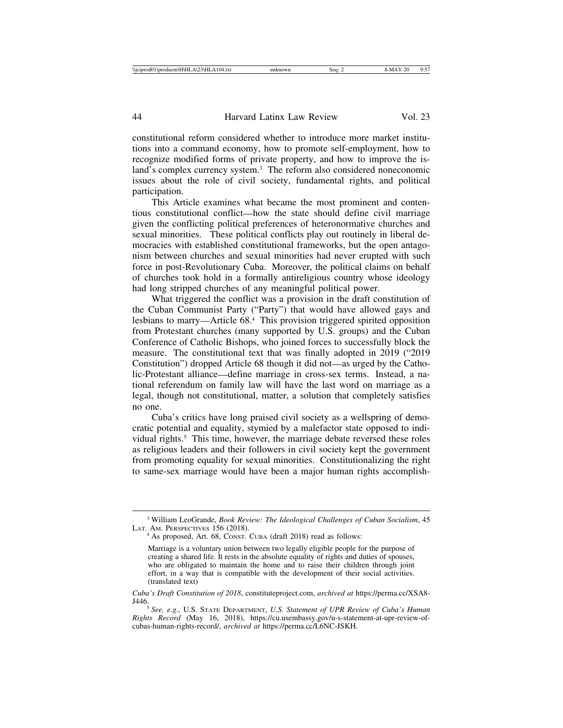constitutional reform considered whether to introduce more market institutions into a command economy, how to promote self-employment, how to recognize modified forms of private property, and how to improve the island's complex currency system.[3] The reform also considered noneconomic issues about the role of civil society, fundamental rights, and political participation.

This Article examines what became the most prominent and contentious constitutional conflict—how the state should define civil marriage given the conflicting political preferences of heteronormative churches and sexual minorities. These political conflicts play out routinely in liberal democracies with established constitutional frameworks, but the open antagonism between churches and sexual minorities had never erupted with such force in post-Revolutionary Cuba. Moreover, the political claims on behalf of churches took hold in a formally antireligious country whose ideology had long stripped churches of any meaningful political power.

What triggered the conflict was a provision in the draft constitution of the Cuban Communist Party ("Party") that would have allowed gays and lesbians to marry—Article 68.[4] This provision triggered spirited opposition from Protestant churches (many supported by U.S. groups) and the Cuban Conference of Catholic Bishops, who joined forces to successfully block the measure. The constitutional text that was finally adopted in 2019 ("2019 Constitution") dropped Article 68 though it did not—as urged by the Catholic-Protestant alliance—define marriage in cross-sex terms. Instead, a national referendum on family law will have the last word on marriage as a legal, though not constitutional, matter, a solution that completely satisfies no one.

Cuba's critics have long praised civil society as a wellspring of democratic potential and equality, stymied by a malefactor state opposed to individual rights.[5] This time, however, the marriage debate reversed these roles as religious leaders and their followers in civil society kept the government from promoting equality for sexual minorities. Constitutionalizing the right to same-sex marriage would have been a major human rights accomplish-

---

[3] William LeoGrande, *Book Review: The Ideological Challenges of Cuban Socialism*, 45 LAT. AM. PERSPECTIVES 156 (2018).

[4] As proposed, Art. 68, CONST. CUBA (draft 2018) read as follows:

> Marriage is a voluntary union between two legally eligible people for the purpose of creating a shared life. It rests in the absolute equality of rights and duties of spouses, who are obligated to maintain the home and to raise their children through joint effort, in a way that is compatible with the development of their social activities. (translated text)

*Cuba's Draft Constitution of 2018*, constituteproject.com, *archived at* https://perma.cc/XSA8-J446.

[5] *See, e.g.*, U.S. STATE DEPARTMENT, *U.S. Statement of UPR Review of Cuba's Human Rights Record* (May 16, 2018), https://cu.usembassy.gov/u-s-statement-at-upr-review-of-cubas-human-rights-record/, *archived at* https://perma.cc/L6NC-JSKH.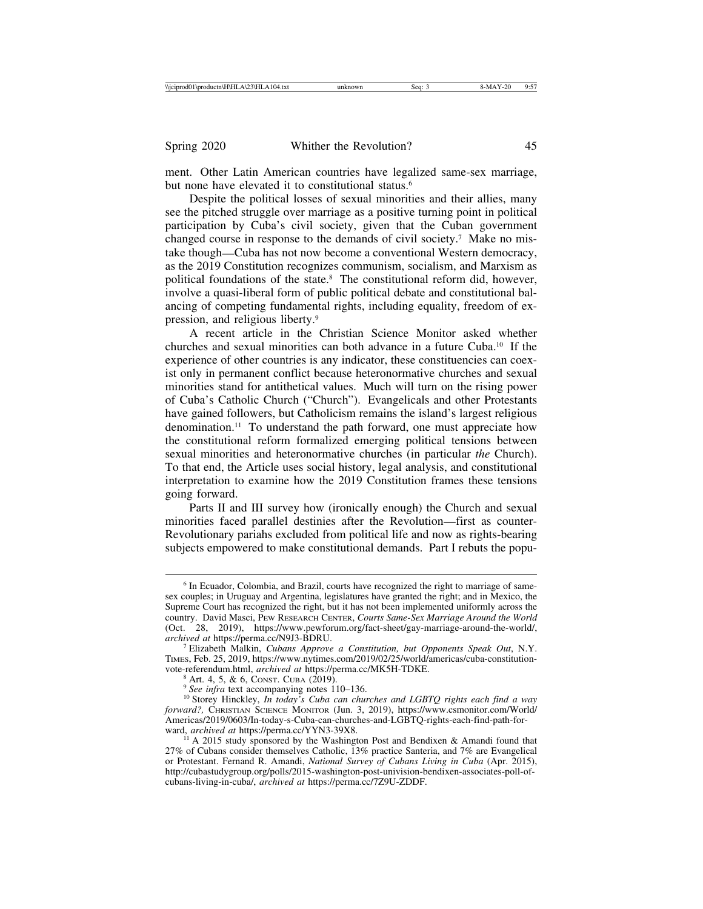ment. Other Latin American countries have legalized same-sex marriage, but none have elevated it to constitutional status.[6]

Despite the political losses of sexual minorities and their allies, many see the pitched struggle over marriage as a positive turning point in political participation by Cuba's civil society, given that the Cuban government changed course in response to the demands of civil society.[7] Make no mistake though—Cuba has not now become a conventional Western democracy, as the 2019 Constitution recognizes communism, socialism, and Marxism as political foundations of the state.[8] The constitutional reform did, however, involve a quasi-liberal form of public political debate and constitutional balancing of competing fundamental rights, including equality, freedom of expression, and religious liberty.[9]

A recent article in the Christian Science Monitor asked whether churches and sexual minorities can both advance in a future Cuba.[10] If the experience of other countries is any indicator, these constituencies can coexist only in permanent conflict because heteronormative churches and sexual minorities stand for antithetical values. Much will turn on the rising power of Cuba's Catholic Church ("Church"). Evangelicals and other Protestants have gained followers, but Catholicism remains the island's largest religious denomination.[11] To understand the path forward, one must appreciate how the constitutional reform formalized emerging political tensions between sexual minorities and heteronormative churches (in particular *the* Church). To that end, the Article uses social history, legal analysis, and constitutional interpretation to examine how the 2019 Constitution frames these tensions going forward.

Parts II and III survey how (ironically enough) the Church and sexual minorities faced parallel destinies after the Revolution—first as counter-Revolutionary pariahs excluded from political life and now as rights-bearing subjects empowered to make constitutional demands. Part I rebuts the popu-

---

[6] In Ecuador, Colombia, and Brazil, courts have recognized the right to marriage of same-sex couples; in Uruguay and Argentina, legislatures have granted the right; and in Mexico, the Supreme Court has recognized the right, but it has not been implemented uniformly across the country. David Masci, Pew Research Center, *Courts Same-Sex Marriage Around the World* (Oct. 28, 2019), https://www.pewforum.org/fact-sheet/gay-marriage-around-the-world/, *archived at* https://perma.cc/N9J3-BDRU.

[7] Elizabeth Malkin, *Cubans Approve a Constitution, but Opponents Speak Out*, N.Y. Times, Feb. 25, 2019, https://www.nytimes.com/2019/02/25/world/americas/cuba-constitution-vote-referendum.html, *archived at* https://perma.cc/MK5H-TDKE.

[8] Art. 4, 5, & 6, Const. Cuba (2019).

[9] *See infra* text accompanying notes 110–136.

[10] Storey Hinckley, *In today's Cuba can churches and LGBTQ rights each find a way forward?*, Christian Science Monitor (Jun. 3, 2019), https://www.csmonitor.com/World/Americas/2019/0603/In-today-s-Cuba-can-churches-and-LGBTQ-rights-each-find-path-forward, *archived at* https://perma.cc/YYN3-39X8.

[11] A 2015 study sponsored by the Washington Post and Bendixen & Amandi found that 27% of Cubans consider themselves Catholic, 13% practice Santeria, and 7% are Evangelical or Protestant. Fernand R. Amandi, *National Survey of Cubans Living in Cuba* (Apr. 2015), http://cubastudygroup.org/polls/2015-washington-post-univision-bendixen-associates-poll-of-cubans-living-in-cuba/, *archived at* https://perma.cc/7Z9U-ZDDF.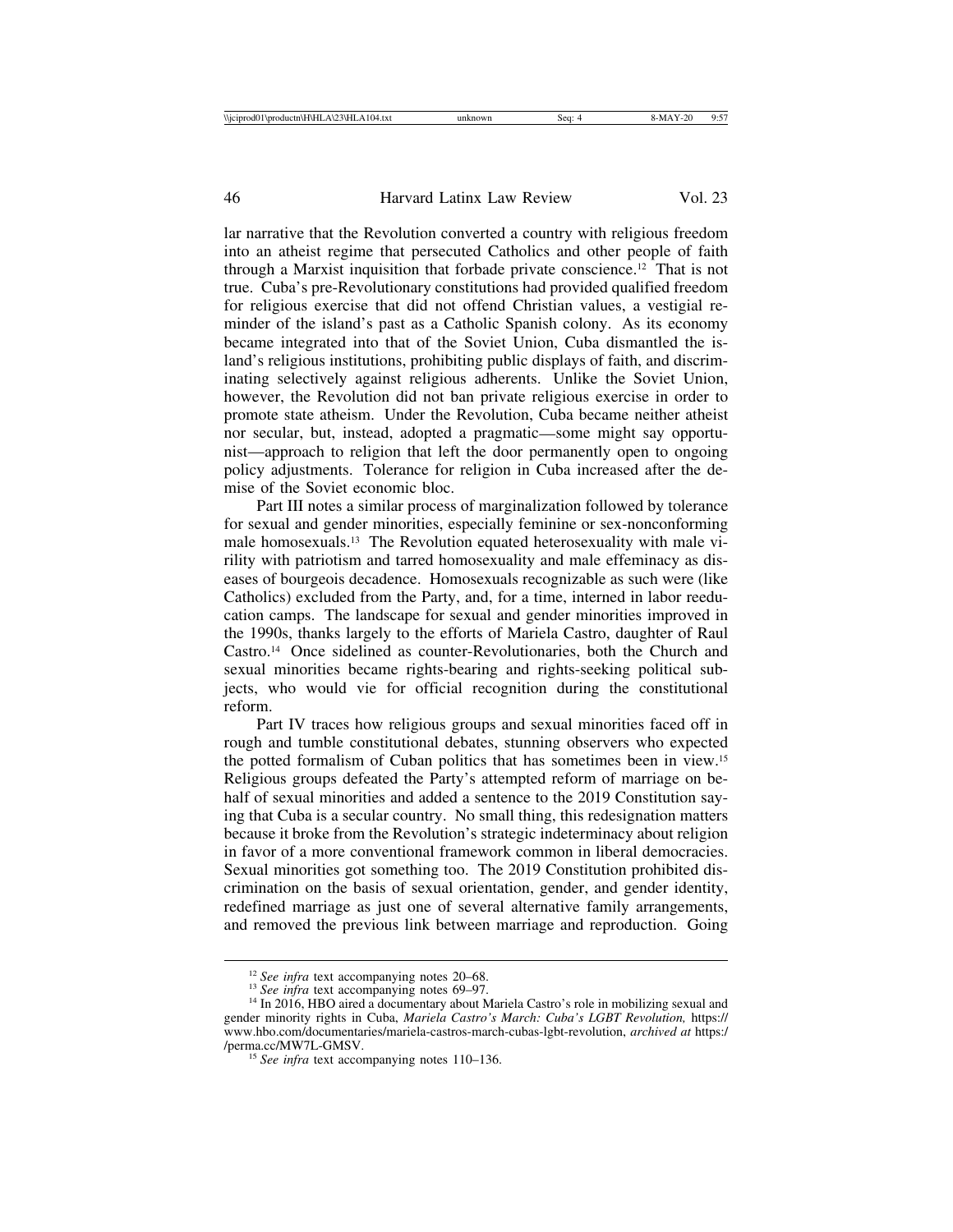lar narrative that the Revolution converted a country with religious freedom into an atheist regime that persecuted Catholics and other people of faith through a Marxist inquisition that forbade private conscience.[12] That is not true. Cuba's pre-Revolutionary constitutions had provided qualified freedom for religious exercise that did not offend Christian values, a vestigial reminder of the island's past as a Catholic Spanish colony. As its economy became integrated into that of the Soviet Union, Cuba dismantled the island's religious institutions, prohibiting public displays of faith, and discriminating selectively against religious adherents. Unlike the Soviet Union, however, the Revolution did not ban private religious exercise in order to promote state atheism. Under the Revolution, Cuba became neither atheist nor secular, but, instead, adopted a pragmatic—some might say opportunist—approach to religion that left the door permanently open to ongoing policy adjustments. Tolerance for religion in Cuba increased after the demise of the Soviet economic bloc.

Part III notes a similar process of marginalization followed by tolerance for sexual and gender minorities, especially feminine or sex-nonconforming male homosexuals.[13] The Revolution equated heterosexuality with male virility with patriotism and tarred homosexuality and male effeminacy as diseases of bourgeois decadence. Homosexuals recognizable as such were (like Catholics) excluded from the Party, and, for a time, interned in labor reeducation camps. The landscape for sexual and gender minorities improved in the 1990s, thanks largely to the efforts of Mariela Castro, daughter of Raul Castro.[14] Once sidelined as counter-Revolutionaries, both the Church and sexual minorities became rights-bearing and rights-seeking political subjects, who would vie for official recognition during the constitutional reform.

Part IV traces how religious groups and sexual minorities faced off in rough and tumble constitutional debates, stunning observers who expected the potted formalism of Cuban politics that has sometimes been in view.[15] Religious groups defeated the Party's attempted reform of marriage on behalf of sexual minorities and added a sentence to the 2019 Constitution saying that Cuba is a secular country. No small thing, this redesignation matters because it broke from the Revolution's strategic indeterminacy about religion in favor of a more conventional framework common in liberal democracies. Sexual minorities got something too. The 2019 Constitution prohibited discrimination on the basis of sexual orientation, gender, and gender identity, redefined marriage as just one of several alternative family arrangements, and removed the previous link between marriage and reproduction. Going

---

[12] *See infra* text accompanying notes 20–68.

[13] *See infra* text accompanying notes 69–97.

[14] In 2016, HBO aired a documentary about Mariela Castro's role in mobilizing sexual and gender minority rights in Cuba, *Mariela Castro's March: Cuba's LGBT Revolution,* https://www.hbo.com/documentaries/mariela-castros-march-cubas-lgbt-revolution, *archived at* https://perma.cc/MW7L-GMSV.

[15] *See infra* text accompanying notes 110–136.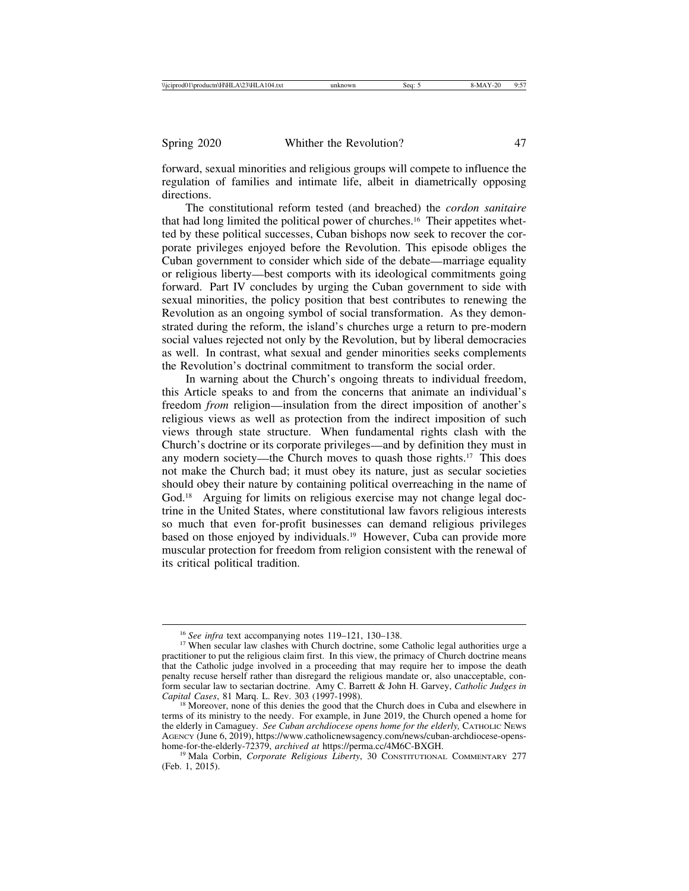forward, sexual minorities and religious groups will compete to influence the regulation of families and intimate life, albeit in diametrically opposing directions.

The constitutional reform tested (and breached) the *cordon sanitaire* that had long limited the political power of churches.[16] Their appetites whetted by these political successes, Cuban bishops now seek to recover the corporate privileges enjoyed before the Revolution. This episode obliges the Cuban government to consider which side of the debate—marriage equality or religious liberty—best comports with its ideological commitments going forward. Part IV concludes by urging the Cuban government to side with sexual minorities, the policy position that best contributes to renewing the Revolution as an ongoing symbol of social transformation. As they demonstrated during the reform, the island's churches urge a return to pre-modern social values rejected not only by the Revolution, but by liberal democracies as well. In contrast, what sexual and gender minorities seeks complements the Revolution's doctrinal commitment to transform the social order.

In warning about the Church's ongoing threats to individual freedom, this Article speaks to and from the concerns that animate an individual's freedom *from* religion—insulation from the direct imposition of another's religious views as well as protection from the indirect imposition of such views through state structure. When fundamental rights clash with the Church's doctrine or its corporate privileges—and by definition they must in any modern society—the Church moves to quash those rights.[17] This does not make the Church bad; it must obey its nature, just as secular societies should obey their nature by containing political overreaching in the name of God.[18] Arguing for limits on religious exercise may not change legal doctrine in the United States, where constitutional law favors religious interests so much that even for-profit businesses can demand religious privileges based on those enjoyed by individuals.[19] However, Cuba can provide more muscular protection for freedom from religion consistent with the renewal of its critical political tradition.

---

[16] *See infra* text accompanying notes 119–121, 130–138.

[17] When secular law clashes with Church doctrine, some Catholic legal authorities urge a practitioner to put the religious claim first. In this view, the primacy of Church doctrine means that the Catholic judge involved in a proceeding that may require her to impose the death penalty recuse herself rather than disregard the religious mandate or, also unacceptable, conform secular law to sectarian doctrine. Amy C. Barrett & John H. Garvey, *Catholic Judges in Capital Cases*, 81 Marq. L. Rev. 303 (1997-1998).

[18] Moreover, none of this denies the good that the Church does in Cuba and elsewhere in terms of its ministry to the needy. For example, in June 2019, the Church opened a home for the elderly in Camaguey. *See Cuban archdiocese opens home for the elderly,* CATHOLIC NEWS AGENCY (June 6, 2019), https://www.catholicnewsagency.com/news/cuban-archdiocese-opens-home-for-the-elderly-72379, *archived at* https://perma.cc/4M6C-BXGH.

[19] Mala Corbin, *Corporate Religious Liberty*, 30 CONSTITUTIONAL COMMENTARY 277 (Feb. 1, 2015).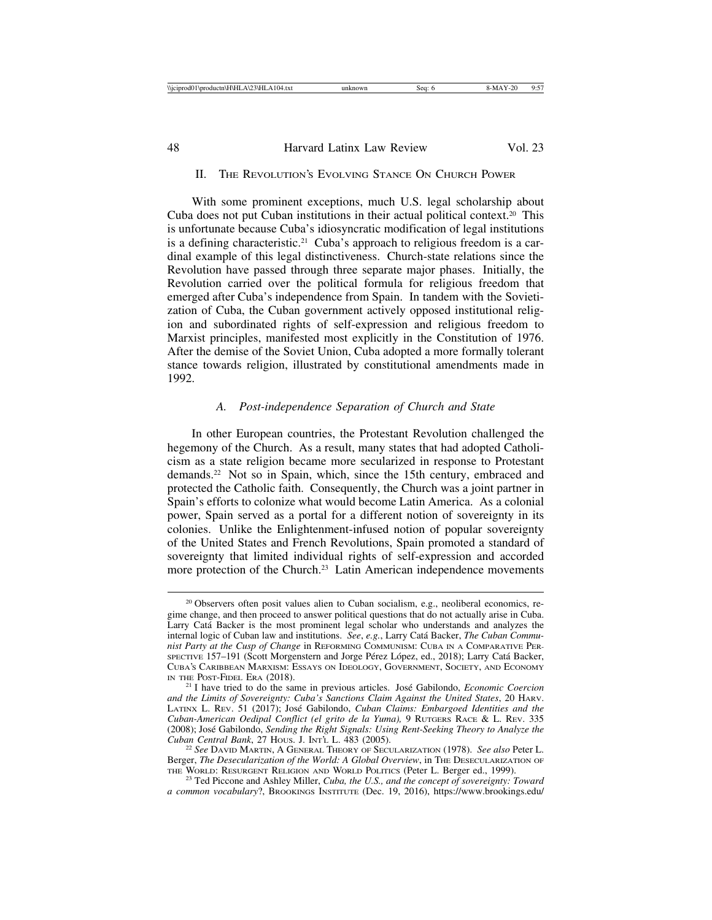## II. The Revolution's Evolving Stance On Church Power

With some prominent exceptions, much U.S. legal scholarship about Cuba does not put Cuban institutions in their actual political context.[20] This is unfortunate because Cuba's idiosyncratic modification of legal institutions is a defining characteristic.[21] Cuba's approach to religious freedom is a cardinal example of this legal distinctiveness. Church-state relations since the Revolution have passed through three separate major phases. Initially, the Revolution carried over the political formula for religious freedom that emerged after Cuba's independence from Spain. In tandem with the Sovietization of Cuba, the Cuban government actively opposed institutional religion and subordinated rights of self-expression and religious freedom to Marxist principles, manifested most explicitly in the Constitution of 1976. After the demise of the Soviet Union, Cuba adopted a more formally tolerant stance towards religion, illustrated by constitutional amendments made in 1992.

### A. *Post-independence Separation of Church and State*

In other European countries, the Protestant Revolution challenged the hegemony of the Church. As a result, many states that had adopted Catholicism as a state religion became more secularized in response to Protestant demands.[22] Not so in Spain, which, since the 15th century, embraced and protected the Catholic faith. Consequently, the Church was a joint partner in Spain's efforts to colonize what would become Latin America. As a colonial power, Spain served as a portal for a different notion of sovereignty in its colonies. Unlike the Enlightenment-infused notion of popular sovereignty of the United States and French Revolutions, Spain promoted a standard of sovereignty that limited individual rights of self-expression and accorded more protection of the Church.[23] Latin American independence movements

---

[20] Observers often posit values alien to Cuban socialism, e.g., neoliberal economics, regime change, and then proceed to answer political questions that do not actually arise in Cuba. Larry Catá Backer is the most prominent legal scholar who understands and analyzes the internal logic of Cuban law and institutions. *See*, *e.g.*, Larry Catá Backer, *The Cuban Communist Party at the Cusp of Change* in Reforming Communism: Cuba in a Comparative Perspective 157–191 (Scott Morgenstern and Jorge Pérez López, ed., 2018); Larry Catá Backer, Cuba's Caribbean Marxism: Essays on Ideology, Government, Society, and Economy in the Post-Fidel Era (2018).

[21] I have tried to do the same in previous articles. José Gabilondo, *Economic Coercion and the Limits of Sovereignty: Cuba's Sanctions Claim Against the United States*, 20 Harv. Latinx L. Rev. 51 (2017); José Gabilondo, *Cuban Claims: Embargoed Identities and the Cuban-American Oedipal Conflict (el grito de la Yuma),* 9 Rutgers Race & L. Rev. 335 (2008); José Gabilondo, *Sending the Right Signals: Using Rent-Seeking Theory to Analyze the Cuban Central Bank*, 27 Hous. J. Int'l L. 483 (2005).

[22] *See* David Martin, A General Theory of Secularization (1978). *See also* Peter L. Berger, *The Desecularization of the World: A Global Overview*, in The Desecularization of the World: Resurgent Religion and World Politics (Peter L. Berger ed., 1999).

[23] Ted Piccone and Ashley Miller, *Cuba, the U.S., and the concept of sovereignty: Toward a common vocabulary*?, Brookings Institute (Dec. 19, 2016), https://www.brookings.edu/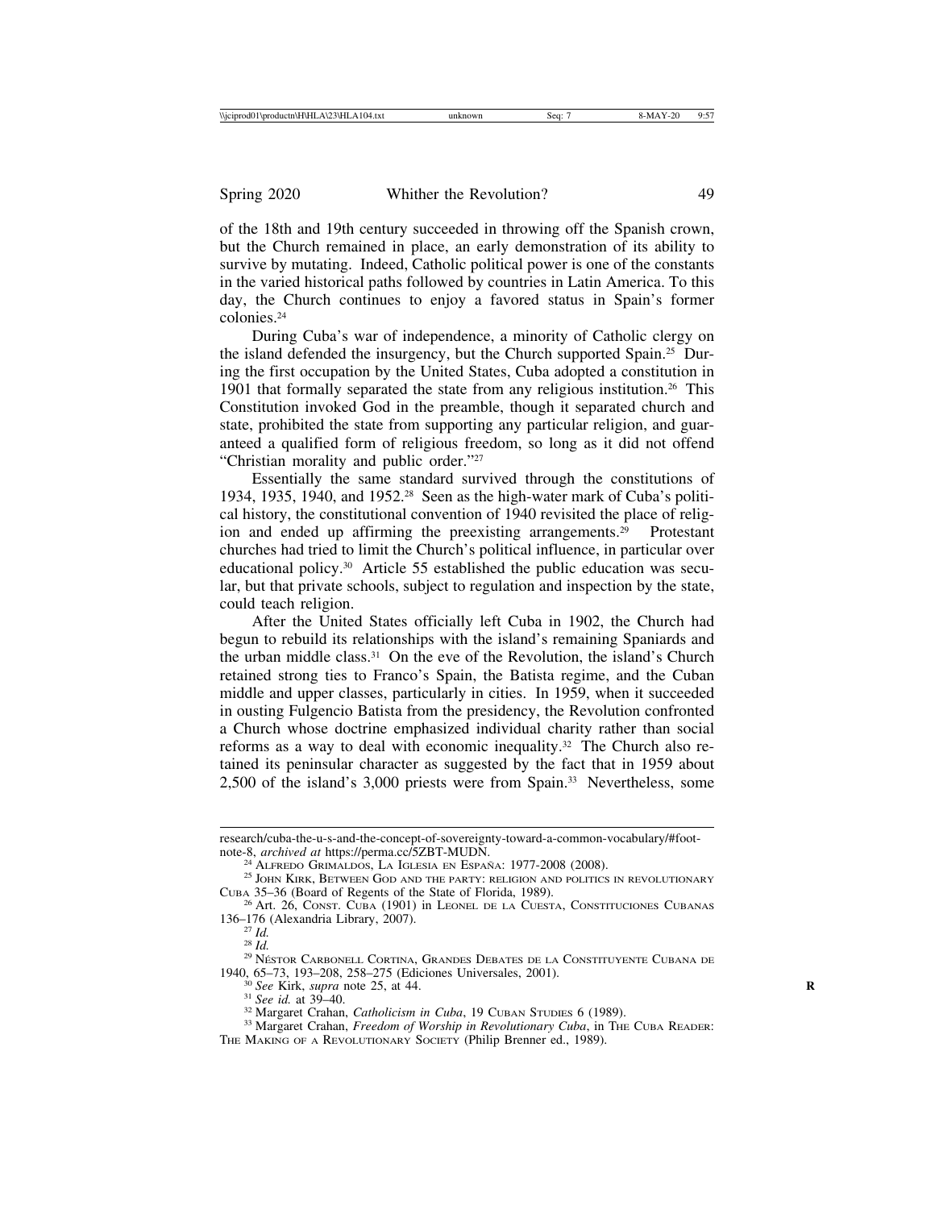of the 18th and 19th century succeeded in throwing off the Spanish crown, but the Church remained in place, an early demonstration of its ability to survive by mutating. Indeed, Catholic political power is one of the constants in the varied historical paths followed by countries in Latin America. To this day, the Church continues to enjoy a favored status in Spain's former colonies.[24]

During Cuba's war of independence, a minority of Catholic clergy on the island defended the insurgency, but the Church supported Spain.[25] During the first occupation by the United States, Cuba adopted a constitution in 1901 that formally separated the state from any religious institution.[26] This Constitution invoked God in the preamble, though it separated church and state, prohibited the state from supporting any particular religion, and guaranteed a qualified form of religious freedom, so long as it did not offend "Christian morality and public order."[27]

Essentially the same standard survived through the constitutions of 1934, 1935, 1940, and 1952.[28] Seen as the high-water mark of Cuba's political history, the constitutional convention of 1940 revisited the place of religion and ended up affirming the preexisting arrangements.[29] Protestant churches had tried to limit the Church's political influence, in particular over educational policy.[30] Article 55 established the public education was secular, but that private schools, subject to regulation and inspection by the state, could teach religion.

After the United States officially left Cuba in 1902, the Church had begun to rebuild its relationships with the island's remaining Spaniards and the urban middle class.[31] On the eve of the Revolution, the island's Church retained strong ties to Franco's Spain, the Batista regime, and the Cuban middle and upper classes, particularly in cities. In 1959, when it succeeded in ousting Fulgencio Batista from the presidency, the Revolution confronted a Church whose doctrine emphasized individual charity rather than social reforms as a way to deal with economic inequality.[32] The Church also retained its peninsular character as suggested by the fact that in 1959 about 2,500 of the island's 3,000 priests were from Spain.[33] Nevertheless, some

---

research/cuba-the-u-s-and-the-concept-of-sovereignty-toward-a-common-vocabulary/#footnote-8, *archived at* https://perma.cc/5ZBT-MUDN.

[24] Alfredo Grimaldos, La Iglesia en España: 1977-2008 (2008).

[25] John Kirk, Between God and the Party: Religion and Politics in Revolutionary Cuba 35–36 (Board of Regents of the State of Florida, 1989).

[26] Art. 26, Const. Cuba (1901) in Leonel de la Cuesta, Constituciones Cubanas 136–176 (Alexandria Library, 2007).

[27] *Id.*

[28] *Id.*

[29] Néstor Carbonell Cortina, Grandes Debates de la Constituyente Cubana de 1940, 65–73, 193–208, 258–275 (Ediciones Universales, 2001).

[30] *See* Kirk, *supra* note 25, at 44.

[31] *See id.* at 39–40.

[32] Margaret Crahan, *Catholicism in Cuba*, 19 Cuban Studies 6 (1989).

[33] Margaret Crahan, *Freedom of Worship in Revolutionary Cuba*, in The Cuba Reader: The Making of a Revolutionary Society (Philip Brenner ed., 1989).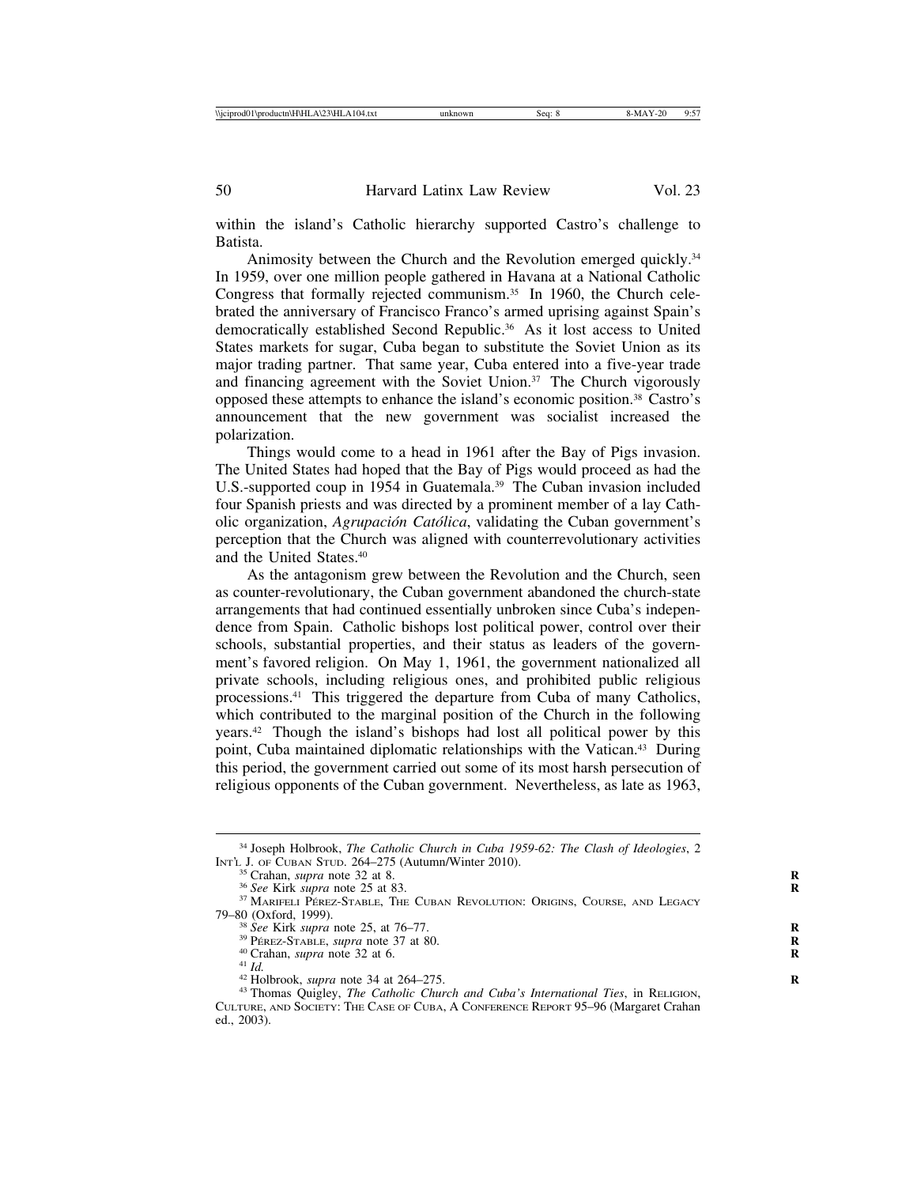within the island's Catholic hierarchy supported Castro's challenge to Batista.

Animosity between the Church and the Revolution emerged quickly.[34] In 1959, over one million people gathered in Havana at a National Catholic Congress that formally rejected communism.[35] In 1960, the Church celebrated the anniversary of Francisco Franco's armed uprising against Spain's democratically established Second Republic.[36] As it lost access to United States markets for sugar, Cuba began to substitute the Soviet Union as its major trading partner. That same year, Cuba entered into a five-year trade and financing agreement with the Soviet Union.[37] The Church vigorously opposed these attempts to enhance the island's economic position.[38] Castro's announcement that the new government was socialist increased the polarization.

Things would come to a head in 1961 after the Bay of Pigs invasion. The United States had hoped that the Bay of Pigs would proceed as had the U.S.-supported coup in 1954 in Guatemala.[39] The Cuban invasion included four Spanish priests and was directed by a prominent member of a lay Catholic organization, *Agrupación Católica*, validating the Cuban government's perception that the Church was aligned with counterrevolutionary activities and the United States.[40]

As the antagonism grew between the Revolution and the Church, seen as counter-revolutionary, the Cuban government abandoned the church-state arrangements that had continued essentially unbroken since Cuba's independence from Spain. Catholic bishops lost political power, control over their schools, substantial properties, and their status as leaders of the government's favored religion. On May 1, 1961, the government nationalized all private schools, including religious ones, and prohibited public religious processions.[41] This triggered the departure from Cuba of many Catholics, which contributed to the marginal position of the Church in the following years.[42] Though the island's bishops had lost all political power by this point, Cuba maintained diplomatic relationships with the Vatican.[43] During this period, the government carried out some of its most harsh persecution of religious opponents of the Cuban government. Nevertheless, as late as 1963,

---

[34] Joseph Holbrook, *The Catholic Church in Cuba 1959-62: The Clash of Ideologies*, 2 INT'L J. OF CUBAN STUD. 264–275 (Autumn/Winter 2010).

[35] Crahan, *supra* note 32 at 8.

[36] *See* Kirk *supra* note 25 at 83.

[37] MARIFELI PÉREZ-STABLE, THE CUBAN REVOLUTION: ORIGINS, COURSE, AND LEGACY 79–80 (Oxford, 1999).

[38] *See* Kirk *supra* note 25, at 76–77.

[39] PÉREZ-STABLE, *supra* note 37 at 80.

[40] Crahan, *supra* note 32 at 6.

[41] *Id.*

[42] Holbrook, *supra* note 34 at 264–275.

[43] Thomas Quigley, *The Catholic Church and Cuba's International Ties*, in RELIGION, CULTURE, AND SOCIETY: THE CASE OF CUBA, A CONFERENCE REPORT 95–96 (Margaret Crahan ed., 2003).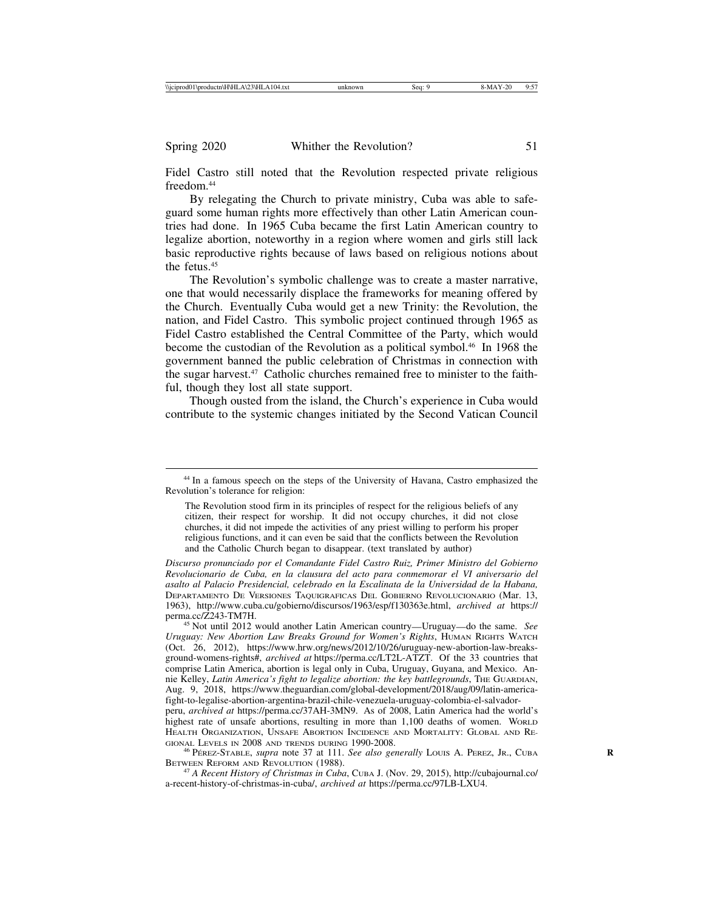Fidel Castro still noted that the Revolution respected private religious freedom.[44]

By relegating the Church to private ministry, Cuba was able to safeguard some human rights more effectively than other Latin American countries had done. In 1965 Cuba became the first Latin American country to legalize abortion, noteworthy in a region where women and girls still lack basic reproductive rights because of laws based on religious notions about the fetus.[45]

The Revolution's symbolic challenge was to create a master narrative, one that would necessarily displace the frameworks for meaning offered by the Church. Eventually Cuba would get a new Trinity: the Revolution, the nation, and Fidel Castro. This symbolic project continued through 1965 as Fidel Castro established the Central Committee of the Party, which would become the custodian of the Revolution as a political symbol.[46] In 1968 the government banned the public celebration of Christmas in connection with the sugar harvest.[47] Catholic churches remained free to minister to the faithful, though they lost all state support.

Though ousted from the island, the Church's experience in Cuba would contribute to the systemic changes initiated by the Second Vatican Council

---

[44] In a famous speech on the steps of the University of Havana, Castro emphasized the Revolution's tolerance for religion:

> The Revolution stood firm in its principles of respect for the religious beliefs of any citizen, their respect for worship. It did not occupy churches, it did not close churches, it did not impede the activities of any priest willing to perform his proper religious functions, and it can even be said that the conflicts between the Revolution and the Catholic Church began to disappear. (text translated by author)

*Discurso pronunciado por el Comandante Fidel Castro Ruiz, Primer Ministro del Gobierno Revolucionario de Cuba, en la clausura del acto para conmemorar el VI aniversario del asalto al Palacio Presidencial, celebrado en la Escalinata de la Universidad de la Habana,* Departamento De Versiones Taquigraficas Del Gobierno Revolucionario (Mar. 13, 1963), http://www.cuba.cu/gobierno/discursos/1963/esp/f130363e.html, *archived at* https://perma.cc/Z243-TM7H.

[45] Not until 2012 would another Latin American country—Uruguay—do the same. *See Uruguay: New Abortion Law Breaks Ground for Women's Rights*, Human Rights Watch (Oct. 26, 2012), https://www.hrw.org/news/2012/10/26/uruguay-new-abortion-law-breaks-ground-womens-rights#, *archived at* https://perma.cc/LT2L-ATZT. Of the 33 countries that comprise Latin America, abortion is legal only in Cuba, Uruguay, Guyana, and Mexico. Annie Kelley, *Latin America's fight to legalize abortion: the key battlegrounds*, The Guardian, Aug. 9, 2018, https://www.theguardian.com/global-development/2018/aug/09/latin-america-fight-to-legalise-abortion-argentina-brazil-chile-venezuela-uruguay-colombia-el-salvador-peru, *archived at* https://perma.cc/37AH-3MN9. As of 2008, Latin America had the world's highest rate of unsafe abortions, resulting in more than 1,100 deaths of women. World Health Organization, Unsafe Abortion Incidence and Mortality: Global and Regional Levels in 2008 and trends during 1990-2008.

[46] Pérez-Stable, *supra* note 37 at 111. *See also generally* Louis A. Perez, Jr., Cuba Between Reform and Revolution (1988).

[47] *A Recent History of Christmas in Cuba*, Cuba J. (Nov. 29, 2015), http://cubajournal.co/a-recent-history-of-christmas-in-cuba/, *archived at* https://perma.cc/97LB-LXU4.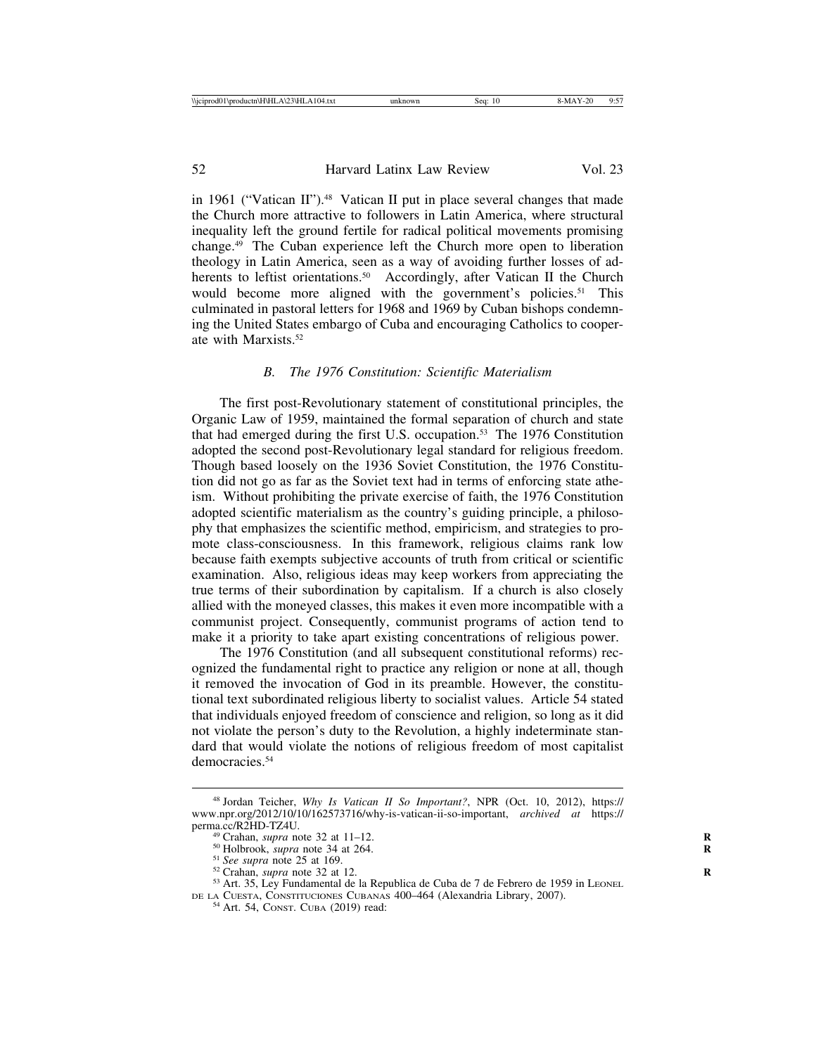in 1961 ("Vatican II").[48] Vatican II put in place several changes that made the Church more attractive to followers in Latin America, where structural inequality left the ground fertile for radical political movements promising change.[49] The Cuban experience left the Church more open to liberation theology in Latin America, seen as a way of avoiding further losses of adherents to leftist orientations.[50] Accordingly, after Vatican II the Church would become more aligned with the government's policies.[51] This culminated in pastoral letters for 1968 and 1969 by Cuban bishops condemning the United States embargo of Cuba and encouraging Catholics to cooperate with Marxists.[52]

### *B. The 1976 Constitution: Scientific Materialism*

The first post-Revolutionary statement of constitutional principles, the Organic Law of 1959, maintained the formal separation of church and state that had emerged during the first U.S. occupation.[53] The 1976 Constitution adopted the second post-Revolutionary legal standard for religious freedom. Though based loosely on the 1936 Soviet Constitution, the 1976 Constitution did not go as far as the Soviet text had in terms of enforcing state atheism. Without prohibiting the private exercise of faith, the 1976 Constitution adopted scientific materialism as the country's guiding principle, a philosophy that emphasizes the scientific method, empiricism, and strategies to promote class-consciousness. In this framework, religious claims rank low because faith exempts subjective accounts of truth from critical or scientific examination. Also, religious ideas may keep workers from appreciating the true terms of their subordination by capitalism. If a church is also closely allied with the moneyed classes, this makes it even more incompatible with a communist project. Consequently, communist programs of action tend to make it a priority to take apart existing concentrations of religious power.

The 1976 Constitution (and all subsequent constitutional reforms) recognized the fundamental right to practice any religion or none at all, though it removed the invocation of God in its preamble. However, the constitutional text subordinated religious liberty to socialist values. Article 54 stated that individuals enjoyed freedom of conscience and religion, so long as it did not violate the person's duty to the Revolution, a highly indeterminate standard that would violate the notions of religious freedom of most capitalist democracies.[54]

---

[48] Jordan Teicher, *Why Is Vatican II So Important?*, NPR (Oct. 10, 2012), https://www.npr.org/2012/10/10/162573716/why-is-vatican-ii-so-important, *archived at* https://perma.cc/R2HD-TZ4U.

[49] Crahan, *supra* note 32 at 11–12.

[50] Holbrook, *supra* note 34 at 264.

[51] *See supra* note 25 at 169.

[52] Crahan, *supra* note 32 at 12.

[53] Art. 35, Ley Fundamental de la Republica de Cuba de 7 de Febrero de 1959 in LEONEL DE LA CUESTA, CONSTITUCIONES CUBANAS 400–464 (Alexandria Library, 2007).

[54] Art. 54, CONST. CUBA (2019) read: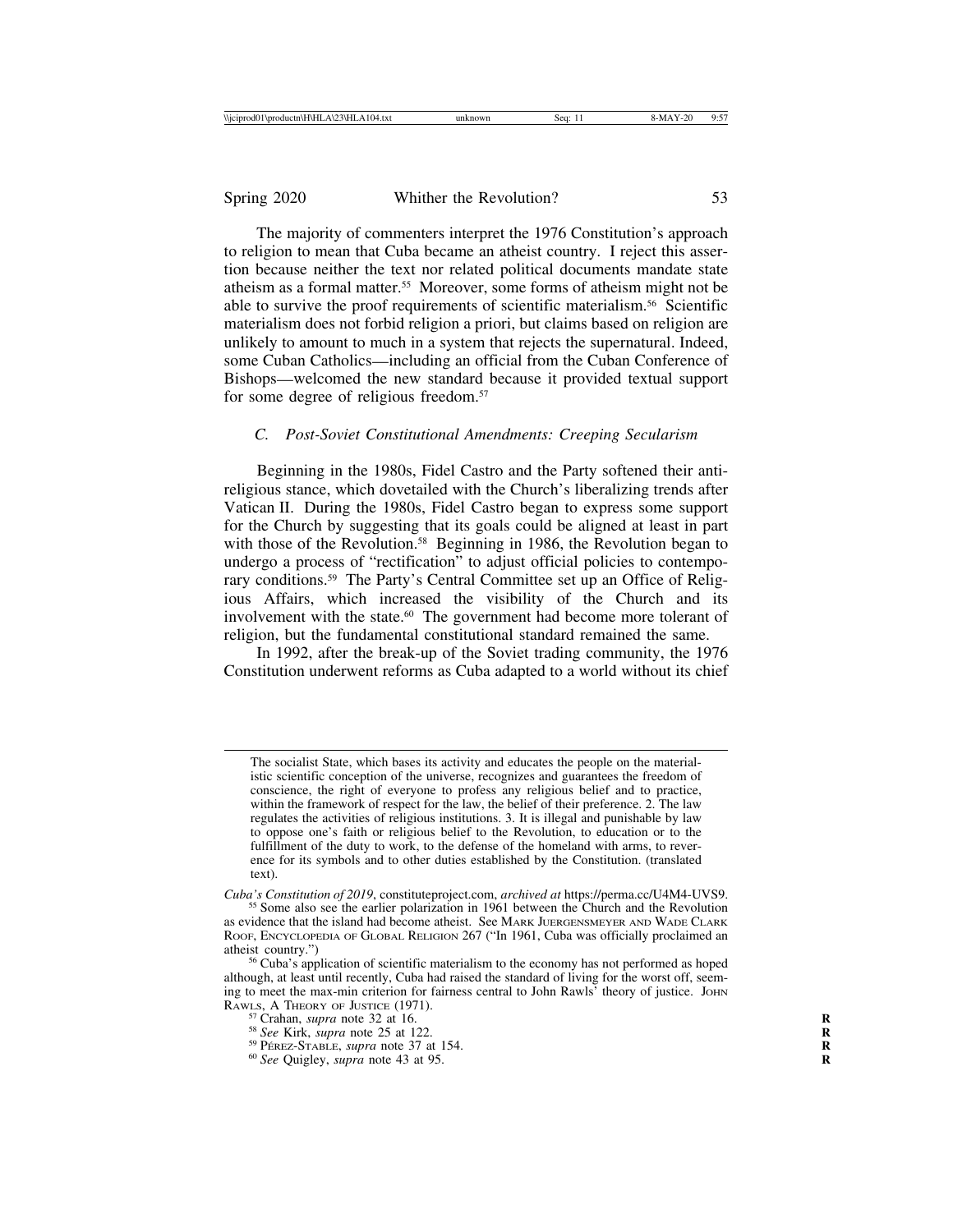The majority of commenters interpret the 1976 Constitution's approach to religion to mean that Cuba became an atheist country. I reject this assertion because neither the text nor related political documents mandate state atheism as a formal matter.[55] Moreover, some forms of atheism might not be able to survive the proof requirements of scientific materialism.[56] Scientific materialism does not forbid religion a priori, but claims based on religion are unlikely to amount to much in a system that rejects the supernatural. Indeed, some Cuban Catholics—including an official from the Cuban Conference of Bishops—welcomed the new standard because it provided textual support for some degree of religious freedom.[57]

### *C. Post-Soviet Constitutional Amendments: Creeping Secularism*

Beginning in the 1980s, Fidel Castro and the Party softened their anti-religious stance, which dovetailed with the Church's liberalizing trends after Vatican II. During the 1980s, Fidel Castro began to express some support for the Church by suggesting that its goals could be aligned at least in part with those of the Revolution.[58] Beginning in 1986, the Revolution began to undergo a process of "rectification" to adjust official policies to contemporary conditions.[59] The Party's Central Committee set up an Office of Religious Affairs, which increased the visibility of the Church and its involvement with the state.[60] The government had become more tolerant of religion, but the fundamental constitutional standard remained the same.

In 1992, after the break-up of the Soviet trading community, the 1976 Constitution underwent reforms as Cuba adapted to a world without its chief

---

> The socialist State, which bases its activity and educates the people on the materialistic scientific conception of the universe, recognizes and guarantees the freedom of conscience, the right of everyone to profess any religious belief and to practice, within the framework of respect for the law, the belief of their preference. 2. The law regulates the activities of religious institutions. 3. It is illegal and punishable by law to oppose one's faith or religious belief to the Revolution, to education or to the fulfillment of the duty to work, to the defense of the homeland with arms, to reverence for its symbols and to other duties established by the Constitution. (translated text).

*Cuba's Constitution of 2019*, constituteproject.com, *archived at* https://perma.cc/U4M4-UVS9.

[55] Some also see the earlier polarization in 1961 between the Church and the Revolution as evidence that the island had become atheist. See MARK JUERGENSMEYER AND WADE CLARK ROOF, ENCYCLOPEDIA OF GLOBAL RELIGION 267 ("In 1961, Cuba was officially proclaimed an atheist country.")

[56] Cuba's application of scientific materialism to the economy has not performed as hoped although, at least until recently, Cuba had raised the standard of living for the worst off, seeming to meet the max-min criterion for fairness central to John Rawls' theory of justice. JOHN RAWLS, A THEORY OF JUSTICE (1971).

[57] Crahan, *supra* note 32 at 16.

[58] *See* Kirk, *supra* note 25 at 122.

[59] PÉREZ-STABLE, *supra* note 37 at 154.

[60] *See* Quigley, *supra* note 43 at 95.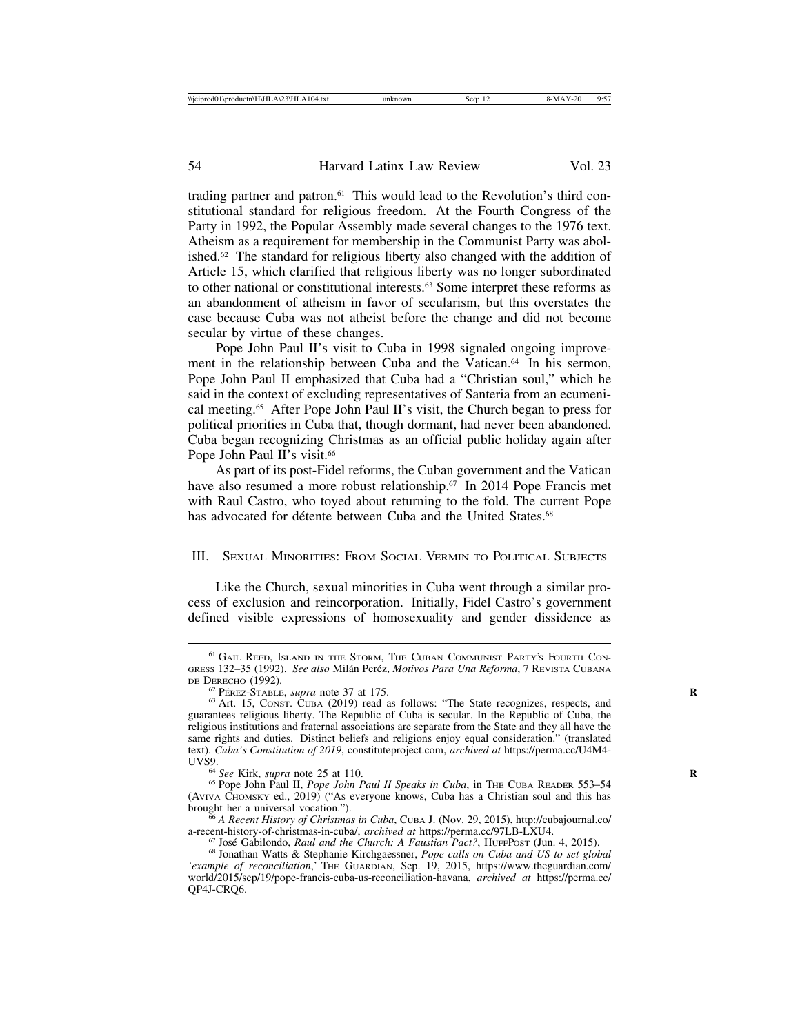trading partner and patron.[61] This would lead to the Revolution's third constitutional standard for religious freedom. At the Fourth Congress of the Party in 1992, the Popular Assembly made several changes to the 1976 text. Atheism as a requirement for membership in the Communist Party was abolished.[62] The standard for religious liberty also changed with the addition of Article 15, which clarified that religious liberty was no longer subordinated to other national or constitutional interests.[63] Some interpret these reforms as an abandonment of atheism in favor of secularism, but this overstates the case because Cuba was not atheist before the change and did not become secular by virtue of these changes.

Pope John Paul II's visit to Cuba in 1998 signaled ongoing improvement in the relationship between Cuba and the Vatican.[64] In his sermon, Pope John Paul II emphasized that Cuba had a "Christian soul," which he said in the context of excluding representatives of Santeria from an ecumenical meeting.[65] After Pope John Paul II's visit, the Church began to press for political priorities in Cuba that, though dormant, had never been abandoned. Cuba began recognizing Christmas as an official public holiday again after Pope John Paul II's visit.[66]

As part of its post-Fidel reforms, the Cuban government and the Vatican have also resumed a more robust relationship.[67] In 2014 Pope Francis met with Raul Castro, who toyed about returning to the fold. The current Pope has advocated for détente between Cuba and the United States.[68]

## III. Sexual Minorities: From Social Vermin to Political Subjects

Like the Church, sexual minorities in Cuba went through a similar process of exclusion and reincorporation. Initially, Fidel Castro's government defined visible expressions of homosexuality and gender dissidence as

---

[61] Gail Reed, Island in the Storm, The Cuban Communist Party's Fourth Congress 132–35 (1992). *See also* Milán Peréz, *Motivos Para Una Reforma*, 7 Revista Cubana de Derecho (1992).

[62] Pérez-Stable, *supra* note 37 at 175.

[63] Art. 15, Const. Cuba (2019) read as follows: "The State recognizes, respects, and guarantees religious liberty. The Republic of Cuba is secular. In the Republic of Cuba, the religious institutions and fraternal associations are separate from the State and they all have the same rights and duties. Distinct beliefs and religions enjoy equal consideration." (translated text). *Cuba's Constitution of 2019*, constituteproject.com, *archived at* https://perma.cc/U4M4-UVS9.

[64] *See* Kirk, *supra* note 25 at 110.

[65] Pope John Paul II, *Pope John Paul II Speaks in Cuba*, in The Cuba Reader 553–54 (Aviva Chomsky ed., 2019) ("As everyone knows, Cuba has a Christian soul and this has brought her a universal vocation.").

[66] *A Recent History of Christmas in Cuba*, Cuba J. (Nov. 29, 2015), http://cubajournal.co/a-recent-history-of-christmas-in-cuba/, *archived at* https://perma.cc/97LB-LXU4.

[67] José Gabilondo, *Raul and the Church: A Faustian Pact?*, HuffPost (Jun. 4, 2015).

[68] Jonathan Watts & Stephanie Kirchgaessner, *Pope calls on Cuba and US to set global 'example of reconciliation*,' The Guardian, Sep. 19, 2015, https://www.theguardian.com/world/2015/sep/19/pope-francis-cuba-us-reconciliation-havana, *archived at* https://perma.cc/QP4J-CRQ6.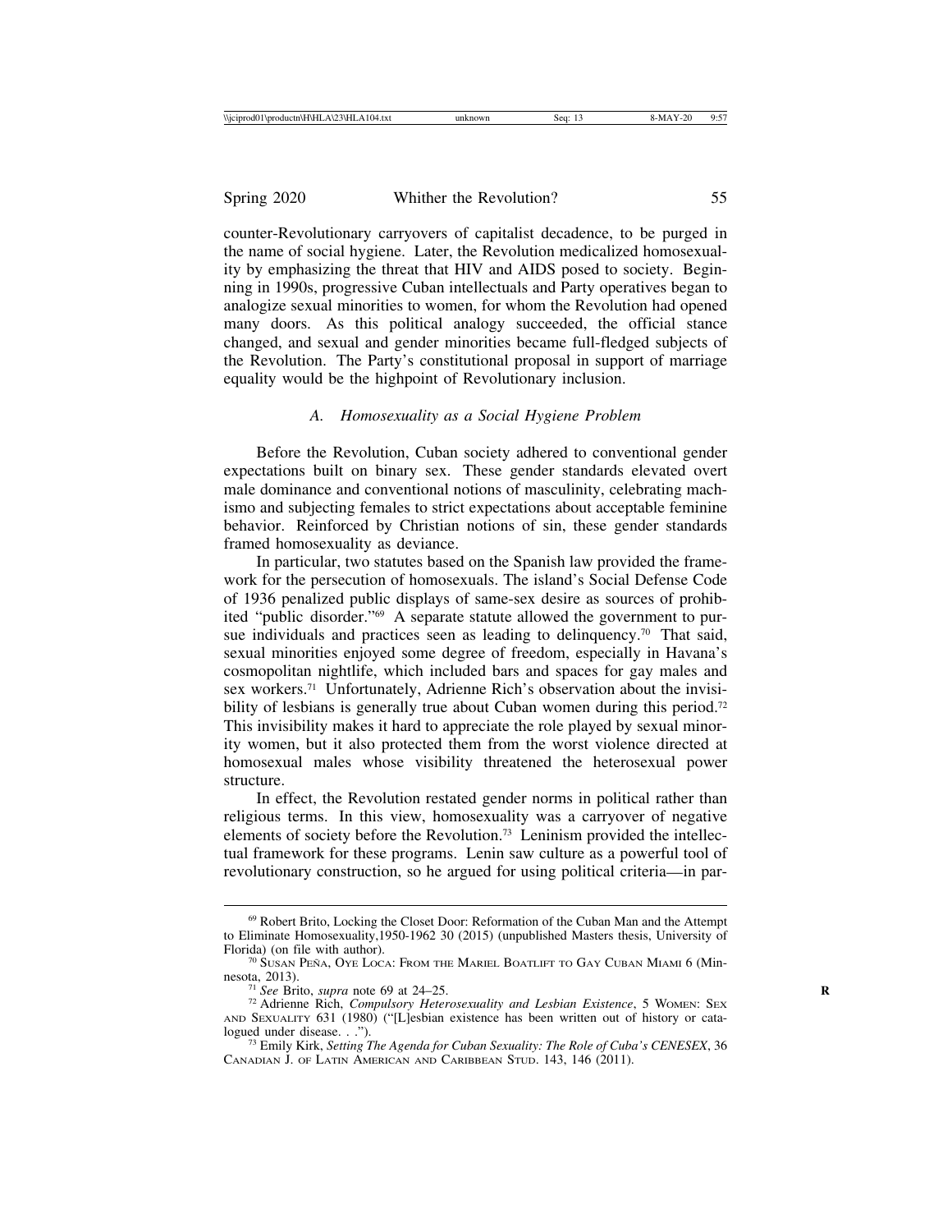counter-Revolutionary carryovers of capitalist decadence, to be purged in the name of social hygiene. Later, the Revolution medicalized homosexuality by emphasizing the threat that HIV and AIDS posed to society. Beginning in 1990s, progressive Cuban intellectuals and Party operatives began to analogize sexual minorities to women, for whom the Revolution had opened many doors. As this political analogy succeeded, the official stance changed, and sexual and gender minorities became full-fledged subjects of the Revolution. The Party's constitutional proposal in support of marriage equality would be the highpoint of Revolutionary inclusion.

### *A. Homosexuality as a Social Hygiene Problem*

Before the Revolution, Cuban society adhered to conventional gender expectations built on binary sex. These gender standards elevated overt male dominance and conventional notions of masculinity, celebrating machismo and subjecting females to strict expectations about acceptable feminine behavior. Reinforced by Christian notions of sin, these gender standards framed homosexuality as deviance.

In particular, two statutes based on the Spanish law provided the framework for the persecution of homosexuals. The island's Social Defense Code of 1936 penalized public displays of same-sex desire as sources of prohibited "public disorder."[69] A separate statute allowed the government to pursue individuals and practices seen as leading to delinquency.[70] That said, sexual minorities enjoyed some degree of freedom, especially in Havana's cosmopolitan nightlife, which included bars and spaces for gay males and sex workers.[71] Unfortunately, Adrienne Rich's observation about the invisibility of lesbians is generally true about Cuban women during this period.[72] This invisibility makes it hard to appreciate the role played by sexual minority women, but it also protected them from the worst violence directed at homosexual males whose visibility threatened the heterosexual power structure.

In effect, the Revolution restated gender norms in political rather than religious terms. In this view, homosexuality was a carryover of negative elements of society before the Revolution.[73] Leninism provided the intellectual framework for these programs. Lenin saw culture as a powerful tool of revolutionary construction, so he argued for using political criteria—in par-

---

[69] Robert Brito, Locking the Closet Door: Reformation of the Cuban Man and the Attempt to Eliminate Homosexuality,1950-1962 30 (2015) (unpublished Masters thesis, University of Florida) (on file with author).

[70] Susan Peña, Oye Loca: From the Mariel Boatlift to Gay Cuban Miami 6 (Minnesota, 2013).

[71] *See* Brito, *supra* note 69 at 24–25.

[72] Adrienne Rich, *Compulsory Heterosexuality and Lesbian Existence*, 5 Women: Sex and Sexuality 631 (1980) ("[L]esbian existence has been written out of history or catalogued under disease. . .").

[73] Emily Kirk, *Setting The Agenda for Cuban Sexuality: The Role of Cuba's CENESEX*, 36 Canadian J. of Latin American and Caribbean Stud. 143, 146 (2011).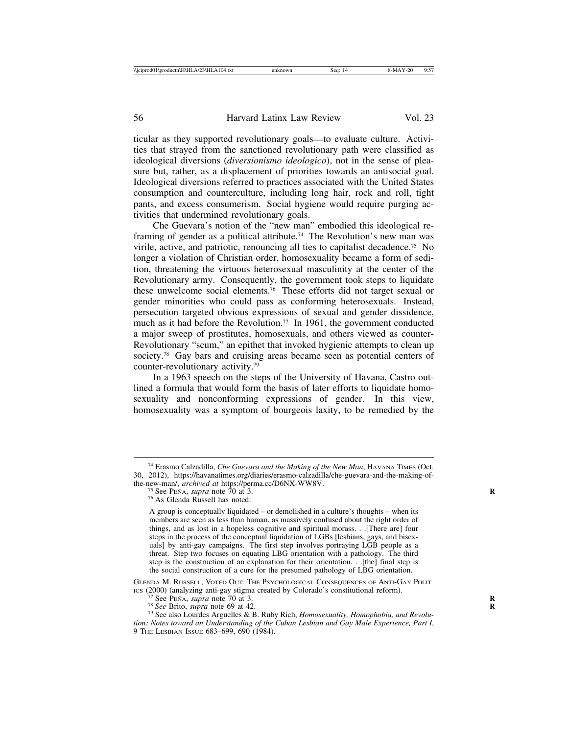ticular as they supported revolutionary goals—to evaluate culture. Activities that strayed from the sanctioned revolutionary path were classified as ideological diversions (*diversionismo ideologico*), not in the sense of pleasure but, rather, as a displacement of priorities towards an antisocial goal. Ideological diversions referred to practices associated with the United States consumption and counterculture, including long hair, rock and roll, tight pants, and excess consumerism. Social hygiene would require purging activities that undermined revolutionary goals.

Che Guevara's notion of the "new man" embodied this ideological reframing of gender as a political attribute.[74] The Revolution's new man was virile, active, and patriotic, renouncing all ties to capitalist decadence.[75] No longer a violation of Christian order, homosexuality became a form of sedition, threatening the virtuous heterosexual masculinity at the center of the Revolutionary army. Consequently, the government took steps to liquidate these unwelcome social elements.[76] These efforts did not target sexual or gender minorities who could pass as conforming heterosexuals. Instead, persecution targeted obvious expressions of sexual and gender dissidence, much as it had before the Revolution.[77] In 1961, the government conducted a major sweep of prostitutes, homosexuals, and others viewed as counter-Revolutionary "scum," an epithet that invoked hygienic attempts to clean up society.[78] Gay bars and cruising areas became seen as potential centers of counter-revolutionary activity.[79]

In a 1963 speech on the steps of the University of Havana, Castro outlined a formula that would form the basis of later efforts to liquidate homosexuality and nonconforming expressions of gender. In this view, homosexuality was a symptom of bourgeois laxity, to be remedied by the

---

[74] Erasmo Calzadilla, *Che Guevara and the Making of the New Man*, HAVANA TIMES (Oct. 30, 2012), https://havanatimes.org/diaries/erasmo-calzadilla/che-guevara-and-the-making-of-the-new-man/, *archived at* https://perma.cc/D6NX-WW8V.

[75] See PEÑA, *supra* note 70 at 3.

[76] As Glenda Russell has noted:

> A group is conceptually liquidated – or demolished in a culture's thoughts – when its members are seen as less than human, as massively confused about the right order of things, and as lost in a hopeless cognitive and spiritual morass. . .[There are] four steps in the process of the conceptual liquidation of LGBs [lesbians, gays, and bisexuals] by anti-gay campaigns. The first step involves portraying LGB people as a threat. Step two focuses on equating LBG orientation with a pathology. The third step is the construction of an explanation for their orientation. . .[the] final step is the social construction of a cure for the presumed pathology of LBG orientation.

GLENDA M. RUSSELL, VOTED OUT: THE PSYCHOLOGICAL CONSEQUENCES OF ANTI-GAY POLITICS (2000) (analyzing anti-gay stigma created by Colorado's constitutional reform).

[77] See PEÑA, *supra* note 70 at 3.

[78] *See* Brito, *supra* note 69 at 42.

[79] See also Lourdes Arguelles & B. Ruby Rich, *Homosexuality, Homophobia, and Revolution: Notes toward an Understanding of the Cuban Lesbian and Gay Male Experience, Part I*, 9 THE LESBIAN ISSUE 683–699, 690 (1984).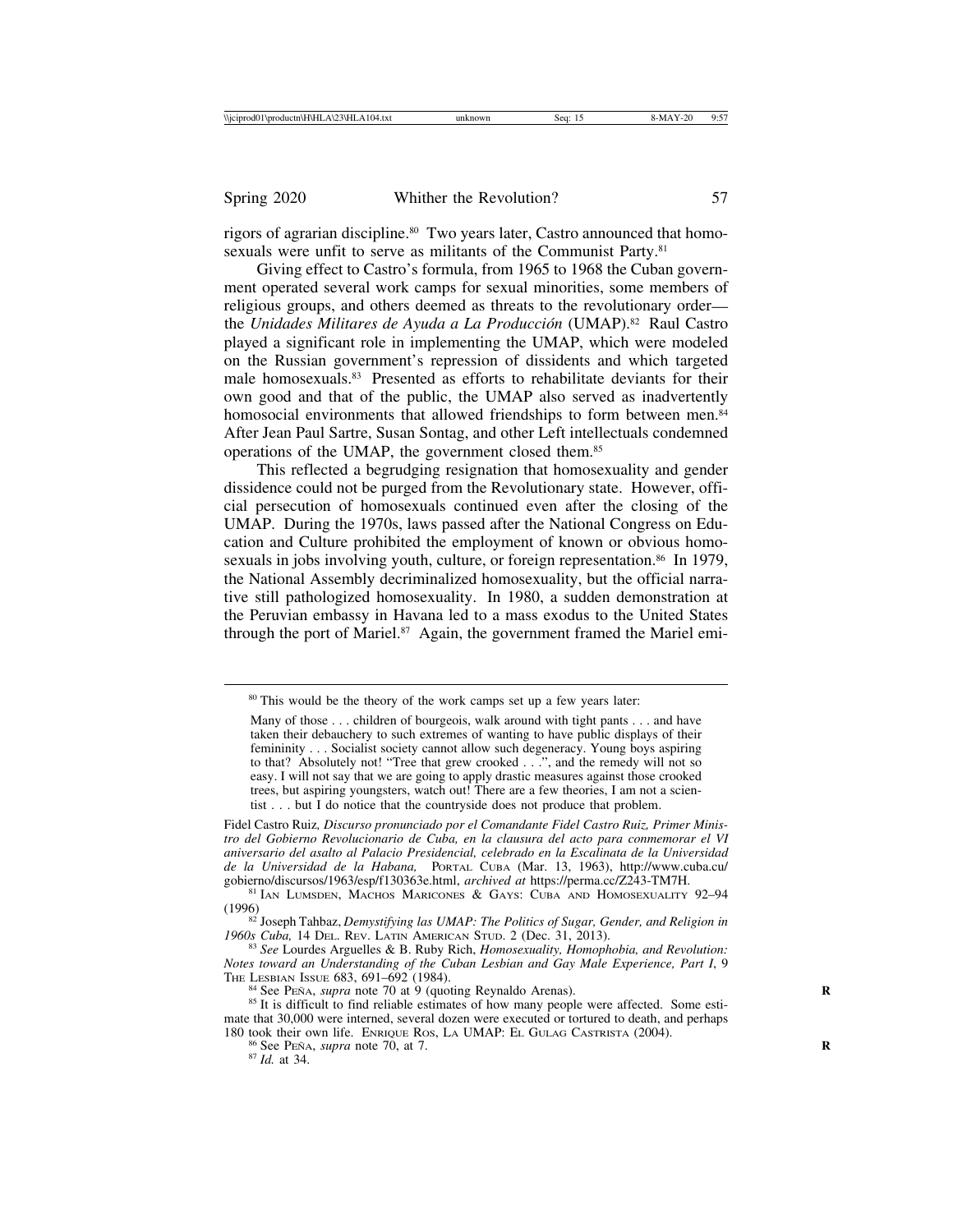rigors of agrarian discipline.[80] Two years later, Castro announced that homosexuals were unfit to serve as militants of the Communist Party.[81]

Giving effect to Castro's formula, from 1965 to 1968 the Cuban government operated several work camps for sexual minorities, some members of religious groups, and others deemed as threats to the revolutionary order—the *Unidades Militares de Ayuda a La Producción* (UMAP).[82] Raul Castro played a significant role in implementing the UMAP, which were modeled on the Russian government's repression of dissidents and which targeted male homosexuals.[83] Presented as efforts to rehabilitate deviants for their own good and that of the public, the UMAP also served as inadvertently homosocial environments that allowed friendships to form between men.[84] After Jean Paul Sartre, Susan Sontag, and other Left intellectuals condemned operations of the UMAP, the government closed them.[85]

This reflected a begrudging resignation that homosexuality and gender dissidence could not be purged from the Revolutionary state. However, official persecution of homosexuals continued even after the closing of the UMAP. During the 1970s, laws passed after the National Congress on Education and Culture prohibited the employment of known or obvious homosexuals in jobs involving youth, culture, or foreign representation.[86] In 1979, the National Assembly decriminalized homosexuality, but the official narrative still pathologized homosexuality. In 1980, a sudden demonstration at the Peruvian embassy in Havana led to a mass exodus to the United States through the port of Mariel.[87] Again, the government framed the Mariel emi-

---

[80] This would be the theory of the work camps set up a few years later:

> Many of those . . . children of bourgeois, walk around with tight pants . . . and have taken their debauchery to such extremes of wanting to have public displays of their femininity . . . Socialist society cannot allow such degeneracy. Young boys aspiring to that? Absolutely not! "Tree that grew crooked . . .", and the remedy will not so easy. I will not say that we are going to apply drastic measures against those crooked trees, but aspiring youngsters, watch out! There are a few theories, I am not a scientist . . . but I do notice that the countryside does not produce that problem.

Fidel Castro Ruiz, *Discurso pronunciado por el Comandante Fidel Castro Ruiz, Primer Ministro del Gobierno Revolucionario de Cuba, en la clausura del acto para conmemorar el VI aniversario del asalto al Palacio Presidencial, celebrado en la Escalinata de la Universidad de la Universidad de la Habana,* PORTAL CUBA (Mar. 13, 1963), http://www.cuba.cu/gobierno/discursos/1963/esp/f130363e.html, *archived at* https://perma.cc/Z243-TM7H.

[81] IAN LUMSDEN, MACHOS MARICONES & GAYS: CUBA AND HOMOSEXUALITY 92–94 (1996)

[82] Joseph Tahbaz, *Demystifying las UMAP: The Politics of Sugar, Gender, and Religion in 1960s Cuba,* 14 DEL. REV. LATIN AMERICAN STUD. 2 (Dec. 31, 2013).

[83] *See* Lourdes Arguelles & B. Ruby Rich, *Homosexuality, Homophobia, and Revolution: Notes toward an Understanding of the Cuban Lesbian and Gay Male Experience, Part I*, 9 THE LESBIAN ISSUE 683, 691–692 (1984).

[84] See PEÑA, *supra* note 70 at 9 (quoting Reynaldo Arenas).

[85] It is difficult to find reliable estimates of how many people were affected. Some estimate that 30,000 were interned, several dozen were executed or tortured to death, and perhaps 180 took their own life. ENRIQUE ROS, LA UMAP: EL GULAG CASTRISTA (2004).

[86] See PEÑA, *supra* note 70, at 7.

[87] *Id.* at 34.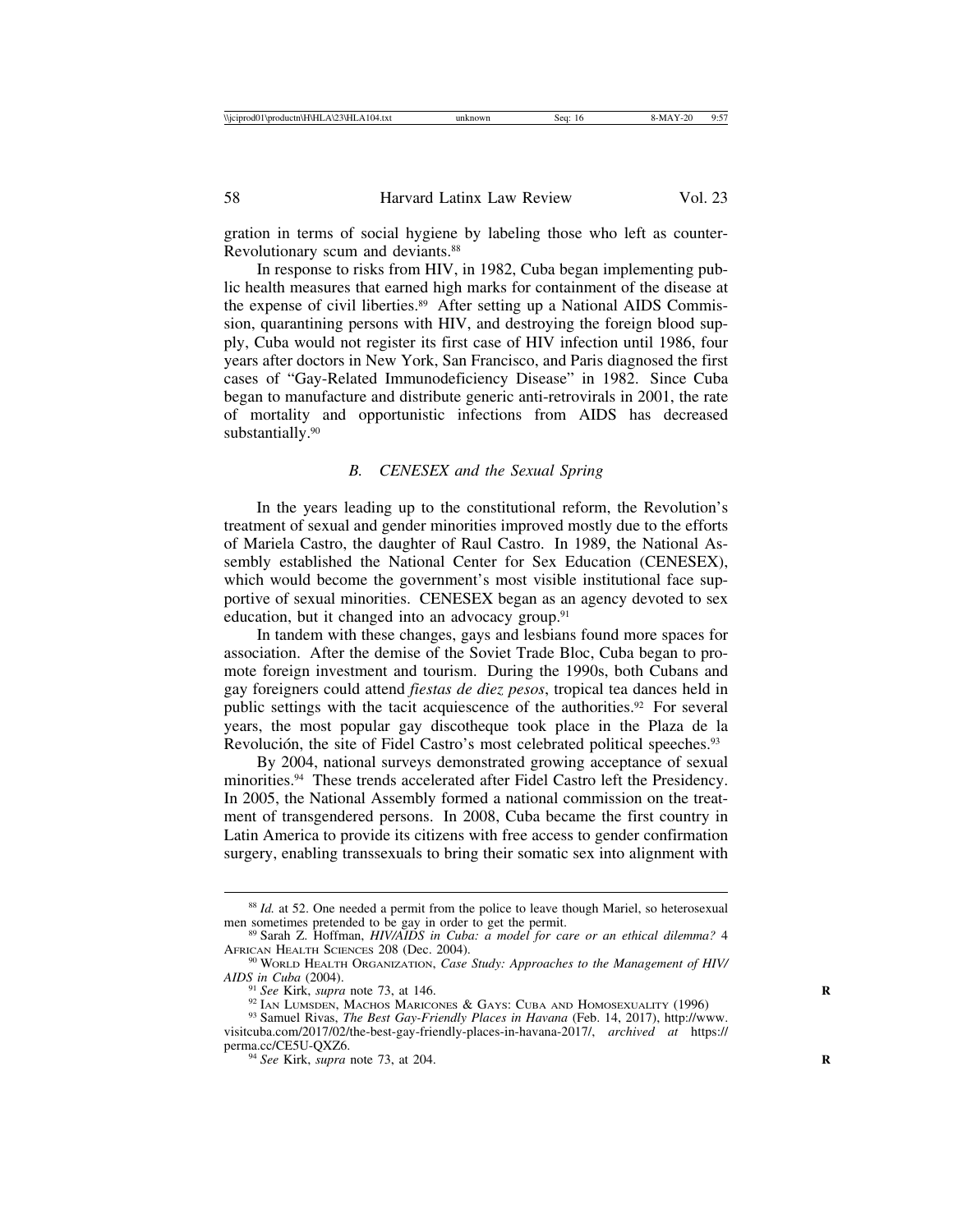gration in terms of social hygiene by labeling those who left as counter-Revolutionary scum and deviants.[88]

In response to risks from HIV, in 1982, Cuba began implementing public health measures that earned high marks for containment of the disease at the expense of civil liberties.[89] After setting up a National AIDS Commission, quarantining persons with HIV, and destroying the foreign blood supply, Cuba would not register its first case of HIV infection until 1986, four years after doctors in New York, San Francisco, and Paris diagnosed the first cases of "Gay-Related Immunodeficiency Disease" in 1982. Since Cuba began to manufacture and distribute generic anti-retrovirals in 2001, the rate of mortality and opportunistic infections from AIDS has decreased substantially.[90]

### B. *CENESEX and the Sexual Spring*

In the years leading up to the constitutional reform, the Revolution's treatment of sexual and gender minorities improved mostly due to the efforts of Mariela Castro, the daughter of Raul Castro. In 1989, the National Assembly established the National Center for Sex Education (CENESEX), which would become the government's most visible institutional face supportive of sexual minorities. CENESEX began as an agency devoted to sex education, but it changed into an advocacy group.[91]

In tandem with these changes, gays and lesbians found more spaces for association. After the demise of the Soviet Trade Bloc, Cuba began to promote foreign investment and tourism. During the 1990s, both Cubans and gay foreigners could attend *fiestas de diez pesos*, tropical tea dances held in public settings with the tacit acquiescence of the authorities.[92] For several years, the most popular gay discotheque took place in the Plaza de la Revolución, the site of Fidel Castro's most celebrated political speeches.[93]

By 2004, national surveys demonstrated growing acceptance of sexual minorities.[94] These trends accelerated after Fidel Castro left the Presidency. In 2005, the National Assembly formed a national commission on the treatment of transgendered persons. In 2008, Cuba became the first country in Latin America to provide its citizens with free access to gender confirmation surgery, enabling transsexuals to bring their somatic sex into alignment with

---

[88] *Id.* at 52. One needed a permit from the police to leave though Mariel, so heterosexual men sometimes pretended to be gay in order to get the permit.

[89] Sarah Z. Hoffman, *HIV/AIDS in Cuba: a model for care or an ethical dilemma?* 4 African Health Sciences 208 (Dec. 2004).

[90] World Health Organization, *Case Study: Approaches to the Management of HIV/AIDS in Cuba* (2004).

[91] *See* Kirk, *supra* note 73, at 146.

[92] Ian Lumsden, Machos Maricones & Gays: Cuba and Homosexuality (1996)

[93] Samuel Rivas, *The Best Gay-Friendly Places in Havana* (Feb. 14, 2017), http://www.visitcuba.com/2017/02/the-best-gay-friendly-places-in-havana-2017/, *archived at* https://perma.cc/CE5U-QXZ6.

[94] *See* Kirk, *supra* note 73, at 204.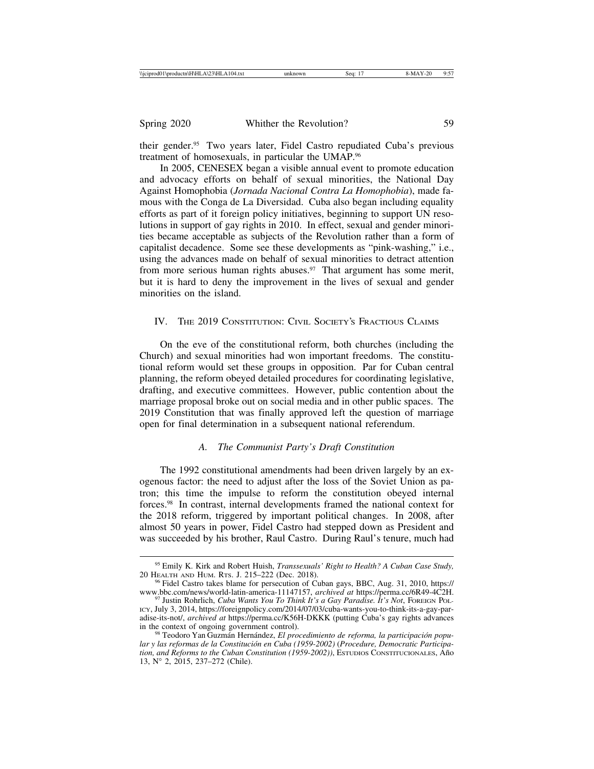their gender.[95] Two years later, Fidel Castro repudiated Cuba's previous treatment of homosexuals, in particular the UMAP.[96]

In 2005, CENESEX began a visible annual event to promote education and advocacy efforts on behalf of sexual minorities, the National Day Against Homophobia (*Jornada Nacional Contra La Homophobia*), made famous with the Conga de La Diversidad. Cuba also began including equality efforts as part of it foreign policy initiatives, beginning to support UN resolutions in support of gay rights in 2010. In effect, sexual and gender minorities became acceptable as subjects of the Revolution rather than a form of capitalist decadence. Some see these developments as "pink-washing," i.e., using the advances made on behalf of sexual minorities to detract attention from more serious human rights abuses.[97] That argument has some merit, but it is hard to deny the improvement in the lives of sexual and gender minorities on the island.

## IV. The 2019 Constitution: Civil Society's Fractious Claims

On the eve of the constitutional reform, both churches (including the Church) and sexual minorities had won important freedoms. The constitutional reform would set these groups in opposition. Par for Cuban central planning, the reform obeyed detailed procedures for coordinating legislative, drafting, and executive committees. However, public contention about the marriage proposal broke out on social media and in other public spaces. The 2019 Constitution that was finally approved left the question of marriage open for final determination in a subsequent national referendum.

### *A. The Communist Party's Draft Constitution*

The 1992 constitutional amendments had been driven largely by an exogenous factor: the need to adjust after the loss of the Soviet Union as patron; this time the impulse to reform the constitution obeyed internal forces.[98] In contrast, internal developments framed the national context for the 2018 reform, triggered by important political changes. In 2008, after almost 50 years in power, Fidel Castro had stepped down as President and was succeeded by his brother, Raul Castro. During Raul's tenure, much had

---

[95] Emily K. Kirk and Robert Huish, *Transsexuals' Right to Health? A Cuban Case Study,* 20 Health and Hum. Rts. J. 215–222 (Dec. 2018).

[96] Fidel Castro takes blame for persecution of Cuban gays, BBC, Aug. 31, 2010, https://www.bbc.com/news/world-latin-america-11147157, *archived at* https://perma.cc/6R49-4C2H.

[97] Justin Rohrlich, *Cuba Wants You To Think It's a Gay Paradise. It's Not*, Foreign Policy, July 3, 2014, https://foreignpolicy.com/2014/07/03/cuba-wants-you-to-think-its-a-gay-paradise-its-not/, *archived at* https://perma.cc/K56H-DKKK (putting Cuba's gay rights advances in the context of ongoing government control).

[98] Teodoro Yan Guzmán Hernández, *El procedimiento de reforma, la participación popular y las reformas de la Constitución en Cuba (1959-2002)* (*Procedure, Democratic Participation, and Reforms to the Cuban Constitution (1959-2002))*, Estudios Constitucionales, Año 13, N° 2, 2015, 237–272 (Chile).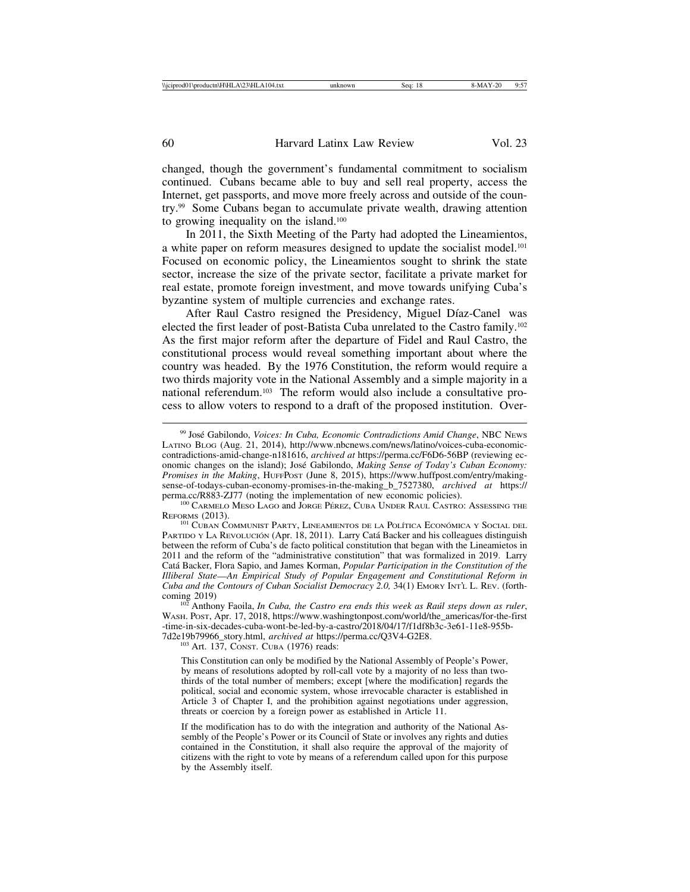changed, though the government's fundamental commitment to socialism continued. Cubans became able to buy and sell real property, access the Internet, get passports, and move more freely across and outside of the country.[99] Some Cubans began to accumulate private wealth, drawing attention to growing inequality on the island.[100]

In 2011, the Sixth Meeting of the Party had adopted the Lineamientos, a white paper on reform measures designed to update the socialist model.[101] Focused on economic policy, the Lineamientos sought to shrink the state sector, increase the size of the private sector, facilitate a private market for real estate, promote foreign investment, and move towards unifying Cuba's byzantine system of multiple currencies and exchange rates.

After Raul Castro resigned the Presidency, Miguel Díaz-Canel was elected the first leader of post-Batista Cuba unrelated to the Castro family.[102] As the first major reform after the departure of Fidel and Raul Castro, the constitutional process would reveal something important about where the country was headed. By the 1976 Constitution, the reform would require a two thirds majority vote in the National Assembly and a simple majority in a national referendum.[103] The reform would also include a consultative process to allow voters to respond to a draft of the proposed institution. Over-

---

[99] José Gabilondo, *Voices: In Cuba, Economic Contradictions Amid Change*, NBC News Latino Blog (Aug. 21, 2014), http://www.nbcnews.com/news/latino/voices-cuba-economic-contradictions-amid-change-n181616, *archived at* https://perma.cc/F6D6-56BP (reviewing economic changes on the island); José Gabilondo, *Making Sense of Today's Cuban Economy: Promises in the Making*, HuffPost (June 8, 2015), https://www.huffpost.com/entry/making-sense-of-todays-cuban-economy-promises-in-the-making_b_7527380, *archived at* https://perma.cc/R883-ZJ77 (noting the implementation of new economic policies).

[100] Carmelo Meso Lago and Jorge Pérez, Cuba Under Raul Castro: Assessing the Reforms (2013).

[101] Cuban Communist Party, Lineamientos de la Política Económica y Social del Partido y La Revolución (Apr. 18, 2011). Larry Catá Backer and his colleagues distinguish between the reform of Cuba's de facto political constitution that began with the Lineamietos in 2011 and the reform of the "administrative constitution" that was formalized in 2019. Larry Catá Backer, Flora Sapio, and James Korman, *Popular Participation in the Constitution of the Illiberal State—An Empirical Study of Popular Engagement and Constitutional Reform in Cuba and the Contours of Cuban Socialist Democracy 2.0,* 34(1) Emory Int'l L. Rev. (forthcoming 2019)

[102] Anthony Faoila, *In Cuba, the Castro era ends this week as Raúl steps down as ruler*, Wash. Post, Apr. 17, 2018, https://www.washingtonpost.com/world/the_americas/for-the-first-time-in-six-decades-cuba-wont-be-led-by-a-castro/2018/04/17/f1df8b3c-3e61-11e8-955b-7d2e19b79966_story.html, *archived at* https://perma.cc/Q3V4-G2E8.

[103] Art. 137, Const. Cuba (1976) reads:

> This Constitution can only be modified by the National Assembly of People's Power, by means of resolutions adopted by roll-call vote by a majority of no less than two-thirds of the total number of members; except [where the modification] regards the political, social and economic system, whose irrevocable character is established in Article 3 of Chapter I, and the prohibition against negotiations under aggression, threats or coercion by a foreign power as established in Article 11.
>
> If the modification has to do with the integration and authority of the National Assembly of the People's Power or its Council of State or involves any rights and duties contained in the Constitution, it shall also require the approval of the majority of citizens with the right to vote by means of a referendum called upon for this purpose by the Assembly itself.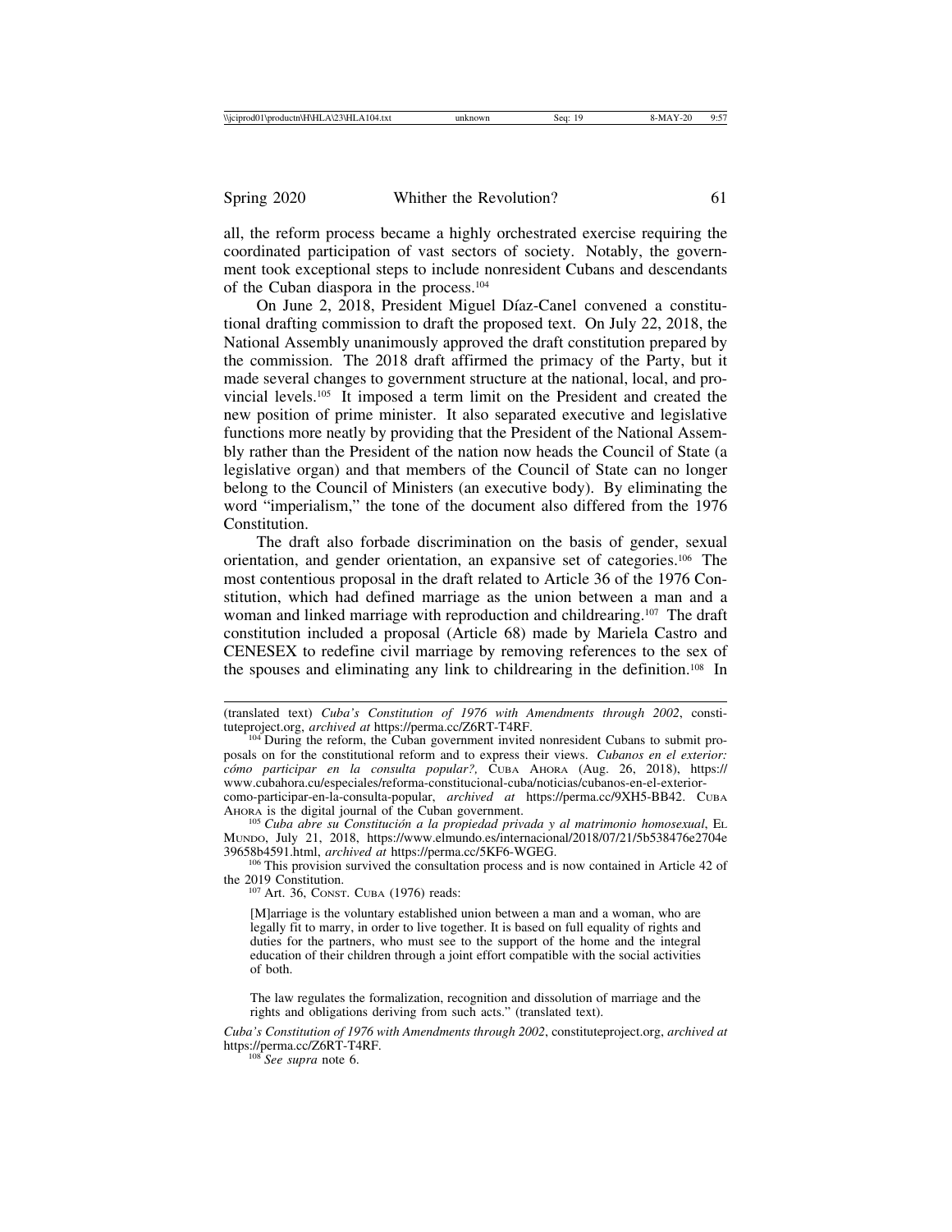all, the reform process became a highly orchestrated exercise requiring the coordinated participation of vast sectors of society. Notably, the government took exceptional steps to include nonresident Cubans and descendants of the Cuban diaspora in the process.[104]

On June 2, 2018, President Miguel Díaz-Canel convened a constitutional drafting commission to draft the proposed text. On July 22, 2018, the National Assembly unanimously approved the draft constitution prepared by the commission. The 2018 draft affirmed the primacy of the Party, but it made several changes to government structure at the national, local, and provincial levels.[105] It imposed a term limit on the President and created the new position of prime minister. It also separated executive and legislative functions more neatly by providing that the President of the National Assembly rather than the President of the nation now heads the Council of State (a legislative organ) and that members of the Council of State can no longer belong to the Council of Ministers (an executive body). By eliminating the word "imperialism," the tone of the document also differed from the 1976 Constitution.

The draft also forbade discrimination on the basis of gender, sexual orientation, and gender orientation, an expansive set of categories.[106] The most contentious proposal in the draft related to Article 36 of the 1976 Constitution, which had defined marriage as the union between a man and a woman and linked marriage with reproduction and childrearing.[107] The draft constitution included a proposal (Article 68) made by Mariela Castro and CENESEX to redefine civil marriage by removing references to the sex of the spouses and eliminating any link to childrearing in the definition.[108] In

---

(translated text) *Cuba's Constitution of 1976 with Amendments through 2002*, constituteproject.org, *archived at* https://perma.cc/Z6RT-T4RF.

[104] During the reform, the Cuban government invited nonresident Cubans to submit proposals on for the constitutional reform and to express their views. *Cubanos en el exterior: cómo participar en la consulta popular?,* CUBA AHORA (Aug. 26, 2018), https://www.cubahora.cu/especiales/reforma-constitucional-cuba/noticias/cubanos-en-el-exterior-como-participar-en-la-consulta-popular, *archived at* https://perma.cc/9XH5-BB42. CUBA AHORA is the digital journal of the Cuban government.

[105] *Cuba abre su Constitución a la propiedad privada y al matrimonio homosexual*, EL MUNDO, July 21, 2018, https://www.elmundo.es/internacional/2018/07/21/5b538476e2704e39658b4591.html, *archived at* https://perma.cc/5KF6-WGEG.

[106] This provision survived the consultation process and is now contained in Article 42 of the 2019 Constitution.

[107] Art. 36, CONST. CUBA (1976) reads:

> [M]arriage is the voluntary established union between a man and a woman, who are legally fit to marry, in order to live together. It is based on full equality of rights and duties for the partners, who must see to the support of the home and the integral education of their children through a joint effort compatible with the social activities of both.
>
> The law regulates the formalization, recognition and dissolution of marriage and the rights and obligations deriving from such acts." (translated text).

*Cuba's Constitution of 1976 with Amendments through 2002*, constituteproject.org, *archived at* https://perma.cc/Z6RT-T4RF.

[108] *See supra* note 6.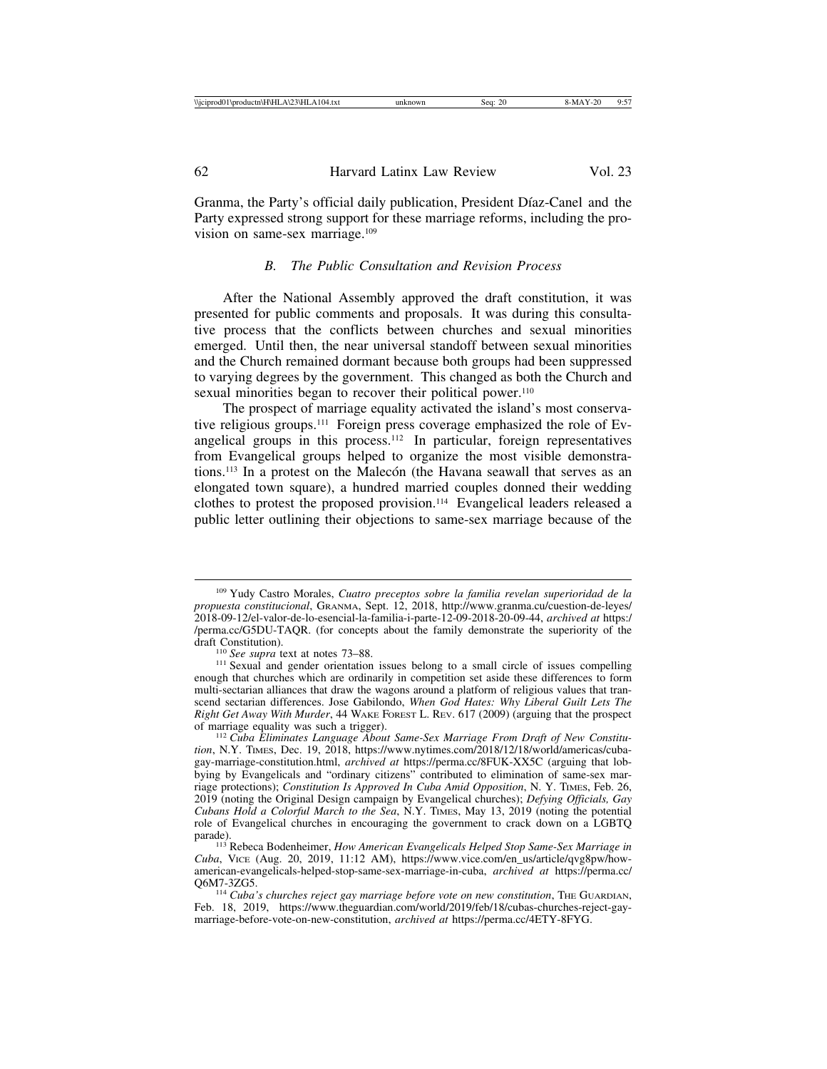Granma, the Party's official daily publication, President Díaz-Canel and the Party expressed strong support for these marriage reforms, including the provision on same-sex marriage.[109]

### B. The Public Consultation and Revision Process

After the National Assembly approved the draft constitution, it was presented for public comments and proposals. It was during this consultative process that the conflicts between churches and sexual minorities emerged. Until then, the near universal standoff between sexual minorities and the Church remained dormant because both groups had been suppressed to varying degrees by the government. This changed as both the Church and sexual minorities began to recover their political power.[110]

The prospect of marriage equality activated the island's most conservative religious groups.[111] Foreign press coverage emphasized the role of Evangelical groups in this process.[112] In particular, foreign representatives from Evangelical groups helped to organize the most visible demonstrations.[113] In a protest on the Malecón (the Havana seawall that serves as an elongated town square), a hundred married couples donned their wedding clothes to protest the proposed provision.[114] Evangelical leaders released a public letter outlining their objections to same-sex marriage because of the

---

[109] Yudy Castro Morales, *Cuatro preceptos sobre la familia revelan superioridad de la propuesta constitucional*, GRANMA, Sept. 12, 2018, http://www.granma.cu/cuestion-de-leyes/2018-09-12/el-valor-de-lo-esencial-la-familia-i-parte-12-09-2018-20-09-44, *archived at* https://perma.cc/G5DU-TAQR. (for concepts about the family demonstrate the superiority of the draft Constitution).

[110] *See supra* text at notes 73–88.

[111] Sexual and gender orientation issues belong to a small circle of issues compelling enough that churches which are ordinarily in competition set aside these differences to form multi-sectarian alliances that draw the wagons around a platform of religious values that transcend sectarian differences. Jose Gabilondo, *When God Hates: Why Liberal Guilt Lets The Right Get Away With Murder*, 44 WAKE FOREST L. REV. 617 (2009) (arguing that the prospect of marriage equality was such a trigger).

[112] *Cuba Eliminates Language About Same-Sex Marriage From Draft of New Constitution*, N.Y. TIMES, Dec. 19, 2018, https://www.nytimes.com/2018/12/18/world/americas/cuba-gay-marriage-constitution.html, *archived at* https://perma.cc/8FUK-XX5C (arguing that lobbying by Evangelicals and "ordinary citizens" contributed to elimination of same-sex marriage protections); *Constitution Is Approved In Cuba Amid Opposition*, N. Y. TIMES, Feb. 26, 2019 (noting the Original Design campaign by Evangelical churches); *Defying Officials, Gay Cubans Hold a Colorful March to the Sea*, N.Y. TIMES, May 13, 2019 (noting the potential role of Evangelical churches in encouraging the government to crack down on a LGBTQ parade).

[113] Rebeca Bodenheimer, *How American Evangelicals Helped Stop Same-Sex Marriage in Cuba*, VICE (Aug. 20, 2019, 11:12 AM), https://www.vice.com/en_us/article/qvg8pw/how-american-evangelicals-helped-stop-same-sex-marriage-in-cuba, *archived at* https://perma.cc/Q6M7-3ZG5.

[114] *Cuba's churches reject gay marriage before vote on new constitution*, THE GUARDIAN, Feb. 18, 2019, https://www.theguardian.com/world/2019/feb/18/cubas-churches-reject-gay-marriage-before-vote-on-new-constitution, *archived at* https://perma.cc/4ETY-8FYG.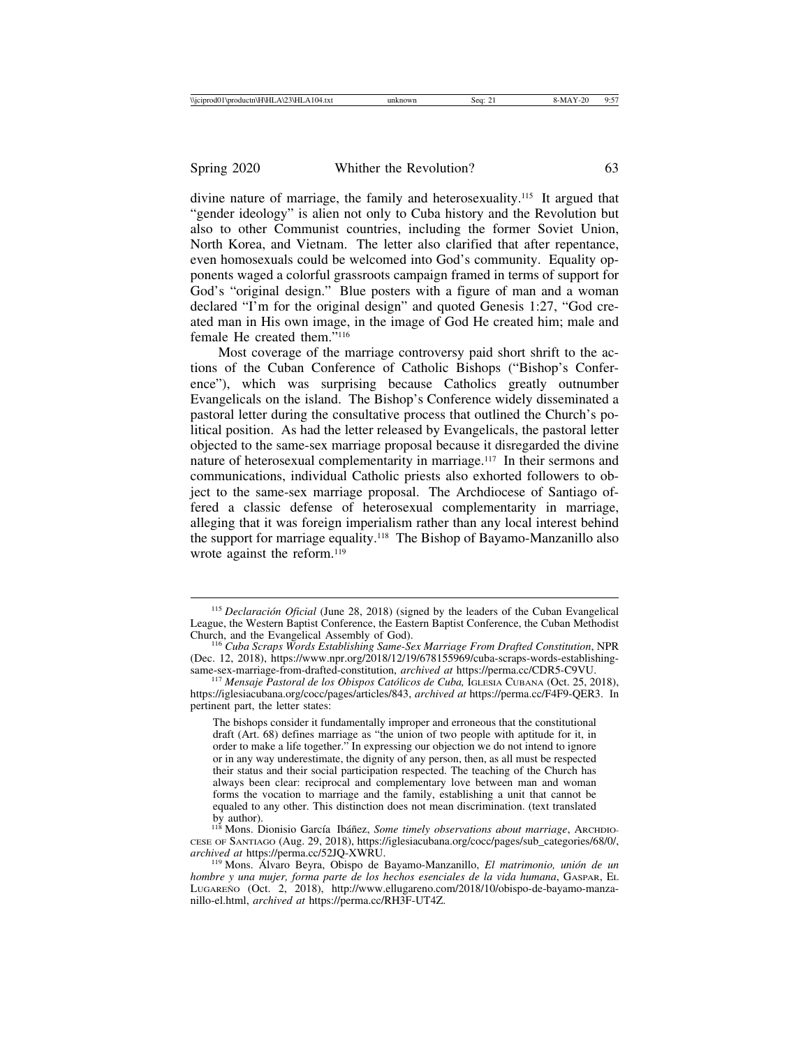divine nature of marriage, the family and heterosexuality.[115] It argued that "gender ideology" is alien not only to Cuba history and the Revolution but also to other Communist countries, including the former Soviet Union, North Korea, and Vietnam. The letter also clarified that after repentance, even homosexuals could be welcomed into God's community. Equality opponents waged a colorful grassroots campaign framed in terms of support for God's "original design." Blue posters with a figure of man and a woman declared "I'm for the original design" and quoted Genesis 1:27, "God created man in His own image, in the image of God He created him; male and female He created them."[116]

Most coverage of the marriage controversy paid short shrift to the actions of the Cuban Conference of Catholic Bishops ("Bishop's Conference"), which was surprising because Catholics greatly outnumber Evangelicals on the island. The Bishop's Conference widely disseminated a pastoral letter during the consultative process that outlined the Church's political position. As had the letter released by Evangelicals, the pastoral letter objected to the same-sex marriage proposal because it disregarded the divine nature of heterosexual complementarity in marriage.[117] In their sermons and communications, individual Catholic priests also exhorted followers to object to the same-sex marriage proposal. The Archdiocese of Santiago offered a classic defense of heterosexual complementarity in marriage, alleging that it was foreign imperialism rather than any local interest behind the support for marriage equality.[118] The Bishop of Bayamo-Manzanillo also wrote against the reform.[119]

---

[115] *Declaración Oficial* (June 28, 2018) (signed by the leaders of the Cuban Evangelical League, the Western Baptist Conference, the Eastern Baptist Conference, the Cuban Methodist Church, and the Evangelical Assembly of God).

[116] *Cuba Scraps Words Establishing Same-Sex Marriage From Drafted Constitution*, NPR (Dec. 12, 2018), https://www.npr.org/2018/12/19/678155969/cuba-scraps-words-establishing-same-sex-marriage-from-drafted-constitution, *archived at* https://perma.cc/CDR5-C9VU.

[117] *Mensaje Pastoral de los Obispos Católicos de Cuba,* IGLESIA CUBANA (Oct. 25, 2018), https://iglesiacubana.org/cocc/pages/articles/843, *archived at* https://perma.cc/F4F9-QER3. In pertinent part, the letter states:

> The bishops consider it fundamentally improper and erroneous that the constitutional draft (Art. 68) defines marriage as "the union of two people with aptitude for it, in order to make a life together." In expressing our objection we do not intend to ignore or in any way underestimate, the dignity of any person, then, as all must be respected their status and their social participation respected. The teaching of the Church has always been clear: reciprocal and complementary love between man and woman forms the vocation to marriage and the family, establishing a unit that cannot be equaled to any other. This distinction does not mean discrimination. (text translated by author).

[118] Mons. Dionisio García Ibáñez, *Some timely observations about marriage*, ARCHDIOCESE OF SANTIAGO (Aug. 29, 2018), https://iglesiacubana.org/cocc/pages/sub_categories/68/0/, *archived at* https://perma.cc/52JQ-XWRU.

[119] Mons. Álvaro Beyra, Obispo de Bayamo-Manzanillo, *El matrimonio, unión de un hombre y una mujer, forma parte de los hechos esenciales de la vida humana*, GASPAR, EL LUGAREÑO (Oct. 2, 2018), http://www.ellugareno.com/2018/10/obispo-de-bayamo-manzanillo-el.html, *archived at* https://perma.cc/RH3F-UT4Z.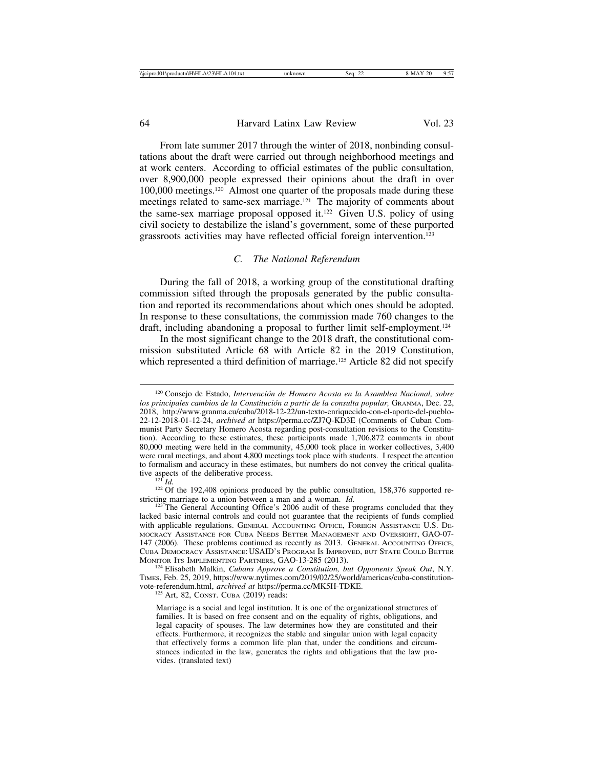From late summer 2017 through the winter of 2018, nonbinding consultations about the draft were carried out through neighborhood meetings and at work centers. According to official estimates of the public consultation, over 8,900,000 people expressed their opinions about the draft in over 100,000 meetings.[120] Almost one quarter of the proposals made during these meetings related to same-sex marriage.[121] The majority of comments about the same-sex marriage proposal opposed it.[122] Given U.S. policy of using civil society to destabilize the island's government, some of these purported grassroots activities may have reflected official foreign intervention.[123]

### *C. The National Referendum*

During the fall of 2018, a working group of the constitutional drafting commission sifted through the proposals generated by the public consultation and reported its recommendations about which ones should be adopted. In response to these consultations, the commission made 760 changes to the draft, including abandoning a proposal to further limit self-employment.[124]

In the most significant change to the 2018 draft, the constitutional commission substituted Article 68 with Article 82 in the 2019 Constitution, which represented a third definition of marriage.[125] Article 82 did not specify

---

[120] Consejo de Estado, *Intervención de Homero Acosta en la Asamblea Nacional, sobre los principales cambios de la Constitución a partir de la consulta popular,* GRANMA, Dec. 22, 2018, http://www.granma.cu/cuba/2018-12-22/un-texto-enriquecido-con-el-aporte-del-pueblo-22-12-2018-01-12-24, *archived at* https://perma.cc/ZJ7Q-KD3E (Comments of Cuban Communist Party Secretary Homero Acosta regarding post-consultation revisions to the Constitution). According to these estimates, these participants made 1,706,872 comments in about 80,000 meeting were held in the community, 45,000 took place in worker collectives, 3,400 were rural meetings, and about 4,800 meetings took place with students. I respect the attention to formalism and accuracy in these estimates, but numbers do not convey the critical qualitative aspects of the deliberative process.

[121] *Id.*

[122] Of the 192,408 opinions produced by the public consultation, 158,376 supported restricting marriage to a union between a man and a woman. *Id.*

[123] The General Accounting Office's 2006 audit of these programs concluded that they lacked basic internal controls and could not guarantee that the recipients of funds complied with applicable regulations. GENERAL ACCOUNTING OFFICE, FOREIGN ASSISTANCE U.S. DEMOCRACY ASSISTANCE FOR CUBA NEEDS BETTER MANAGEMENT AND OVERSIGHT, GAO-07-147 (2006). These problems continued as recently as 2013. GENERAL ACCOUNTING OFFICE, CUBA DEMOCRACY ASSISTANCE: USAID'S PROGRAM IS IMPROVED, BUT STATE COULD BETTER MONITOR ITS IMPLEMENTING PARTNERS, GAO-13-285 (2013).

[124] Elisabeth Malkin, *Cubans Approve a Constitution, but Opponents Speak Out*, N.Y. TIMES, Feb. 25, 2019, https://www.nytimes.com/2019/02/25/world/americas/cuba-constitution-vote-referendum.html, *archived at* https://perma.cc/MK5H-TDKE.

[125] Art, 82, CONST. CUBA (2019) reads:

> Marriage is a social and legal institution. It is one of the organizational structures of families. It is based on free consent and on the equality of rights, obligations, and legal capacity of spouses. The law determines how they are constituted and their effects. Furthermore, it recognizes the stable and singular union with legal capacity that effectively forms a common life plan that, under the conditions and circumstances indicated in the law, generates the rights and obligations that the law provides. (translated text)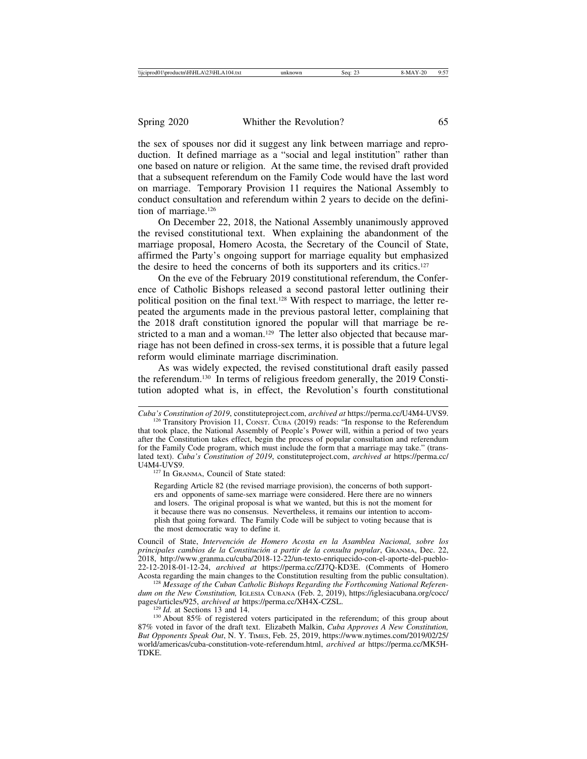the sex of spouses nor did it suggest any link between marriage and reproduction. It defined marriage as a "social and legal institution" rather than one based on nature or religion. At the same time, the revised draft provided that a subsequent referendum on the Family Code would have the last word on marriage. Temporary Provision 11 requires the National Assembly to conduct consultation and referendum within 2 years to decide on the definition of marriage.[126]

On December 22, 2018, the National Assembly unanimously approved the revised constitutional text. When explaining the abandonment of the marriage proposal, Homero Acosta, the Secretary of the Council of State, affirmed the Party's ongoing support for marriage equality but emphasized the desire to heed the concerns of both its supporters and its critics.[127]

On the eve of the February 2019 constitutional referendum, the Conference of Catholic Bishops released a second pastoral letter outlining their political position on the final text.[128] With respect to marriage, the letter repeated the arguments made in the previous pastoral letter, complaining that the 2018 draft constitution ignored the popular will that marriage be restricted to a man and a woman.[129] The letter also objected that because marriage has not been defined in cross-sex terms, it is possible that a future legal reform would eliminate marriage discrimination.

As was widely expected, the revised constitutional draft easily passed the referendum.[130] In terms of religious freedom generally, the 2019 Constitution adopted what is, in effect, the Revolution's fourth constitutional

---

*Cuba's Constitution of 2019*, constituteproject.com, *archived at* https://perma.cc/U4M4-UVS9.

[126] Transitory Provision 11, Const. Cuba (2019) reads: "In response to the Referendum that took place, the National Assembly of People's Power will, within a period of two years after the Constitution takes effect, begin the process of popular consultation and referendum for the Family Code program, which must include the form that a marriage may take." (translated text). *Cuba's Constitution of 2019*, constituteproject.com, *archived at* https://perma.cc/U4M4-UVS9.

[127] In Granma, Council of State stated:

> Regarding Article 82 (the revised marriage provision), the concerns of both supporters and opponents of same-sex marriage were considered. Here there are no winners and losers. The original proposal is what we wanted, but this is not the moment for it because there was no consensus. Nevertheless, it remains our intention to accomplish that going forward. The Family Code will be subject to voting because that is the most democratic way to define it.

Council of State, *Intervención de Homero Acosta en la Asamblea Nacional, sobre los principales cambios de la Constitución a partir de la consulta popular*, Granma, Dec. 22, 2018, http://www.granma.cu/cuba/2018-12-22/un-texto-enriquecido-con-el-aporte-del-pueblo-22-12-2018-01-12-24, *archived at* https://perma.cc/ZJ7Q-KD3E. (Comments of Homero Acosta regarding the main changes to the Constitution resulting from the public consultation).

[128] *Message of the Cuban Catholic Bishops Regarding the Forthcoming National Referendum on the New Constitution,* Iglesia Cubana (Feb. 2, 2019), https://iglesiacubana.org/cocc/pages/articles/925, *archived at* https://perma.cc/XH4X-CZSL.

[129] *Id.* at Sections 13 and 14.

[130] About 85% of registered voters participated in the referendum; of this group about 87% voted in favor of the draft text. Elizabeth Malkin, *Cuba Approves A New Constitution, But Opponents Speak Out*, N. Y. Times, Feb. 25, 2019, https://www.nytimes.com/2019/02/25/world/americas/cuba-constitution-vote-referendum.html, *archived at* https://perma.cc/MK5H-TDKE.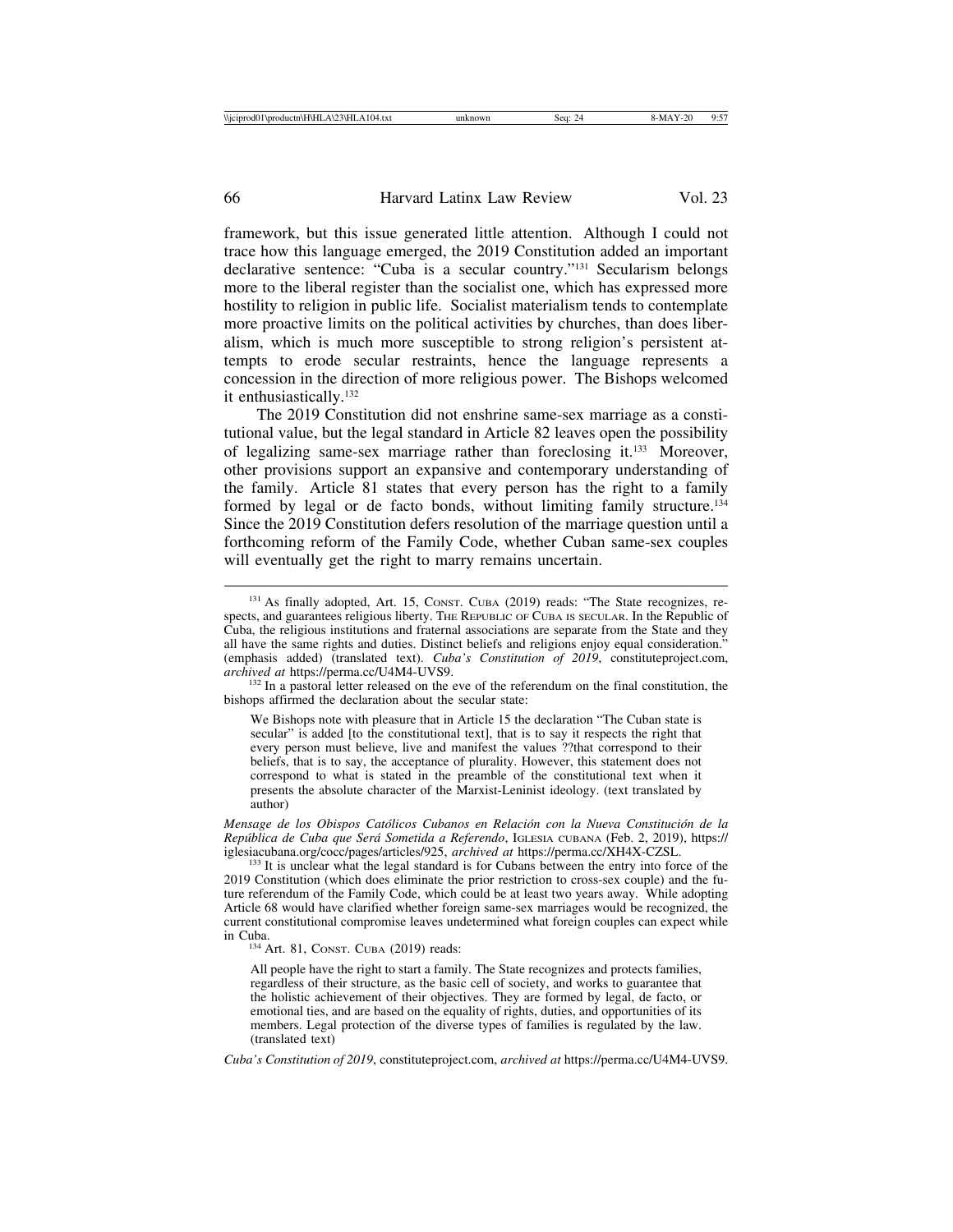framework, but this issue generated little attention. Although I could not trace how this language emerged, the 2019 Constitution added an important declarative sentence: "Cuba is a secular country."[131] Secularism belongs more to the liberal register than the socialist one, which has expressed more hostility to religion in public life. Socialist materialism tends to contemplate more proactive limits on the political activities by churches, than does liberalism, which is much more susceptible to strong religion's persistent attempts to erode secular restraints, hence the language represents a concession in the direction of more religious power. The Bishops welcomed it enthusiastically.[132]

The 2019 Constitution did not enshrine same-sex marriage as a constitutional value, but the legal standard in Article 82 leaves open the possibility of legalizing same-sex marriage rather than foreclosing it.[133] Moreover, other provisions support an expansive and contemporary understanding of the family. Article 81 states that every person has the right to a family formed by legal or de facto bonds, without limiting family structure.[134] Since the 2019 Constitution defers resolution of the marriage question until a forthcoming reform of the Family Code, whether Cuban same-sex couples will eventually get the right to marry remains uncertain.

---

[131] As finally adopted, Art. 15, CONST. CUBA (2019) reads: "The State recognizes, respects, and guarantees religious liberty. THE REPUBLIC OF CUBA IS SECULAR. In the Republic of Cuba, the religious institutions and fraternal associations are separate from the State and they all have the same rights and duties. Distinct beliefs and religions enjoy equal consideration." (emphasis added) (translated text). *Cuba's Constitution of 2019*, constituteproject.com, *archived at* https://perma.cc/U4M4-UVS9.

[132] In a pastoral letter released on the eve of the referendum on the final constitution, the bishops affirmed the declaration about the secular state:

> We Bishops note with pleasure that in Article 15 the declaration "The Cuban state is secular" is added [to the constitutional text], that is to say it respects the right that every person must believe, live and manifest the values ??that correspond to their beliefs, that is to say, the acceptance of plurality. However, this statement does not correspond to what is stated in the preamble of the constitutional text when it presents the absolute character of the Marxist-Leninist ideology. (text translated by author)

*Mensage de los Obispos Católicos Cubanos en Relación con la Nueva Constitución de la República de Cuba que Será Sometida a Referendo*, IGLESIA CUBANA (Feb. 2, 2019), https://iglesiacubana.org/cocc/pages/articles/925, *archived at* https://perma.cc/XH4X-CZSL.

[133] It is unclear what the legal standard is for Cubans between the entry into force of the 2019 Constitution (which does eliminate the prior restriction to cross-sex couple) and the future referendum of the Family Code, which could be at least two years away. While adopting Article 68 would have clarified whether foreign same-sex marriages would be recognized, the current constitutional compromise leaves undetermined what foreign couples can expect while in Cuba.

[134] Art. 81, CONST. CUBA (2019) reads:

> All people have the right to start a family. The State recognizes and protects families, regardless of their structure, as the basic cell of society, and works to guarantee that the holistic achievement of their objectives. They are formed by legal, de facto, or emotional ties, and are based on the equality of rights, duties, and opportunities of its members. Legal protection of the diverse types of families is regulated by the law. (translated text)

*Cuba's Constitution of 2019*, constituteproject.com, *archived at* https://perma.cc/U4M4-UVS9.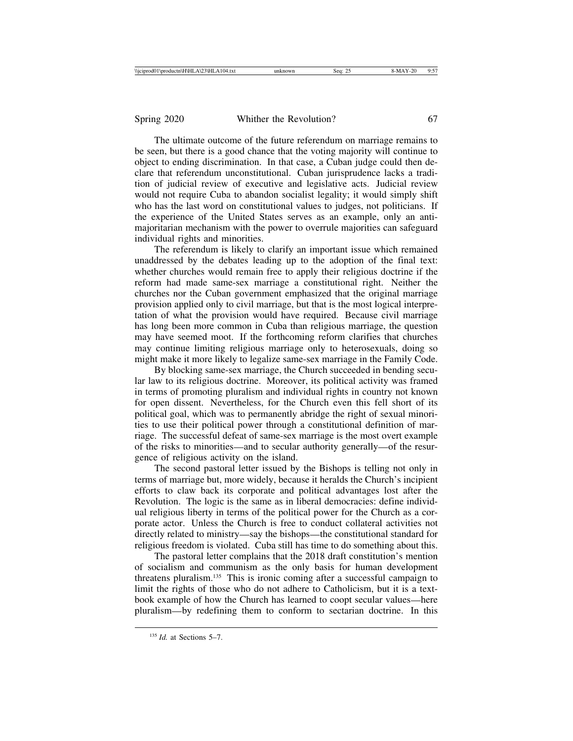The ultimate outcome of the future referendum on marriage remains to be seen, but there is a good chance that the voting majority will continue to object to ending discrimination. In that case, a Cuban judge could then declare that referendum unconstitutional. Cuban jurisprudence lacks a tradition of judicial review of executive and legislative acts. Judicial review would not require Cuba to abandon socialist legality; it would simply shift who has the last word on constitutional values to judges, not politicians. If the experience of the United States serves as an example, only an anti-majoritarian mechanism with the power to overrule majorities can safeguard individual rights and minorities.

The referendum is likely to clarify an important issue which remained unaddressed by the debates leading up to the adoption of the final text: whether churches would remain free to apply their religious doctrine if the reform had made same-sex marriage a constitutional right. Neither the churches nor the Cuban government emphasized that the original marriage provision applied only to civil marriage, but that is the most logical interpretation of what the provision would have required. Because civil marriage has long been more common in Cuba than religious marriage, the question may have seemed moot. If the forthcoming reform clarifies that churches may continue limiting religious marriage only to heterosexuals, doing so might make it more likely to legalize same-sex marriage in the Family Code.

By blocking same-sex marriage, the Church succeeded in bending secular law to its religious doctrine. Moreover, its political activity was framed in terms of promoting pluralism and individual rights in country not known for open dissent. Nevertheless, for the Church even this fell short of its political goal, which was to permanently abridge the right of sexual minorities to use their political power through a constitutional definition of marriage. The successful defeat of same-sex marriage is the most overt example of the risks to minorities—and to secular authority generally—of the resurgence of religious activity on the island.

The second pastoral letter issued by the Bishops is telling not only in terms of marriage but, more widely, because it heralds the Church's incipient efforts to claw back its corporate and political advantages lost after the Revolution. The logic is the same as in liberal democracies: define individual religious liberty in terms of the political power for the Church as a corporate actor. Unless the Church is free to conduct collateral activities not directly related to ministry—say the bishops—the constitutional standard for religious freedom is violated. Cuba still has time to do something about this.

The pastoral letter complains that the 2018 draft constitution's mention of socialism and communism as the only basis for human development threatens pluralism.[135] This is ironic coming after a successful campaign to limit the rights of those who do not adhere to Catholicism, but it is a textbook example of how the Church has learned to coopt secular values—here pluralism—by redefining them to conform to sectarian doctrine. In this

[135] *Id.* at Sections 5–7.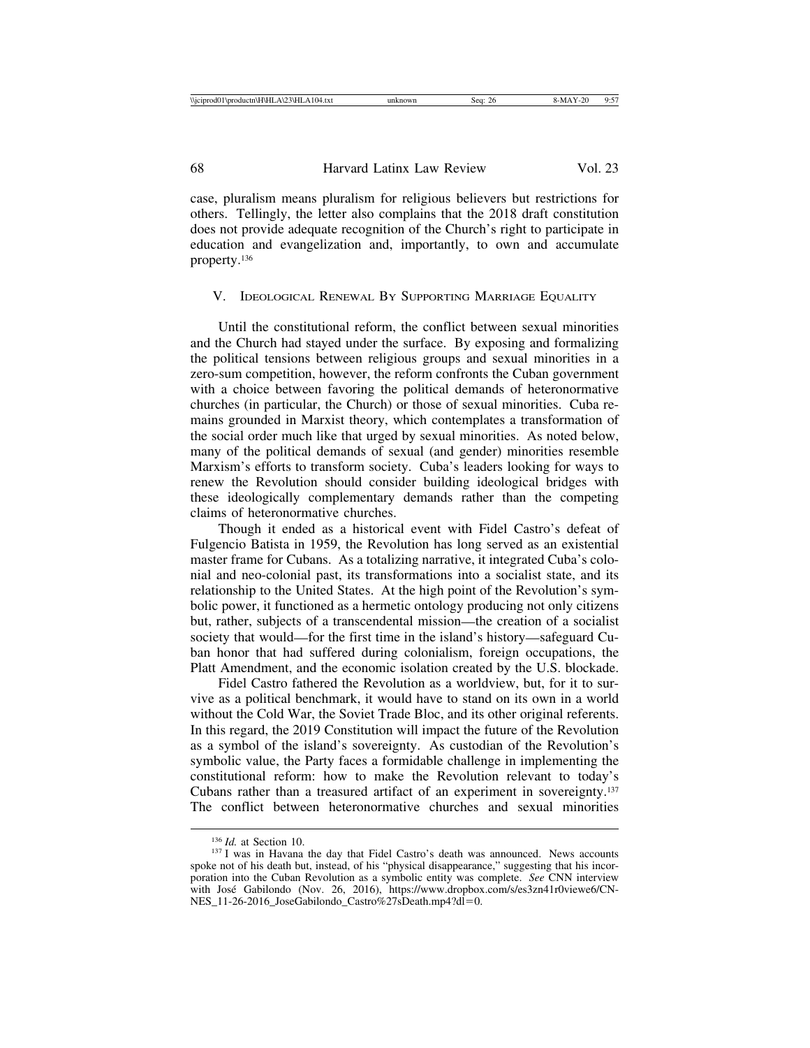case, pluralism means pluralism for religious believers but restrictions for others. Tellingly, the letter also complains that the 2018 draft constitution does not provide adequate recognition of the Church's right to participate in education and evangelization and, importantly, to own and accumulate property.[136]

## V. Ideological Renewal By Supporting Marriage Equality

Until the constitutional reform, the conflict between sexual minorities and the Church had stayed under the surface. By exposing and formalizing the political tensions between religious groups and sexual minorities in a zero-sum competition, however, the reform confronts the Cuban government with a choice between favoring the political demands of heteronormative churches (in particular, the Church) or those of sexual minorities. Cuba remains grounded in Marxist theory, which contemplates a transformation of the social order much like that urged by sexual minorities. As noted below, many of the political demands of sexual (and gender) minorities resemble Marxism's efforts to transform society. Cuba's leaders looking for ways to renew the Revolution should consider building ideological bridges with these ideologically complementary demands rather than the competing claims of heteronormative churches.

Though it ended as a historical event with Fidel Castro's defeat of Fulgencio Batista in 1959, the Revolution has long served as an existential master frame for Cubans. As a totalizing narrative, it integrated Cuba's colonial and neo-colonial past, its transformations into a socialist state, and its relationship to the United States. At the high point of the Revolution's symbolic power, it functioned as a hermetic ontology producing not only citizens but, rather, subjects of a transcendental mission—the creation of a socialist society that would—for the first time in the island's history—safeguard Cuban honor that had suffered during colonialism, foreign occupations, the Platt Amendment, and the economic isolation created by the U.S. blockade.

Fidel Castro fathered the Revolution as a worldview, but, for it to survive as a political benchmark, it would have to stand on its own in a world without the Cold War, the Soviet Trade Bloc, and its other original referents. In this regard, the 2019 Constitution will impact the future of the Revolution as a symbol of the island's sovereignty. As custodian of the Revolution's symbolic value, the Party faces a formidable challenge in implementing the constitutional reform: how to make the Revolution relevant to today's Cubans rather than a treasured artifact of an experiment in sovereignty.[137] The conflict between heteronormative churches and sexual minorities

---

[136] *Id.* at Section 10.

[137] I was in Havana the day that Fidel Castro's death was announced. News accounts spoke not of his death but, instead, of his "physical disappearance," suggesting that his incorporation into the Cuban Revolution as a symbolic entity was complete. *See* CNN interview with José Gabilondo (Nov. 26, 2016), https://www.dropbox.com/s/es3zn41r0viewe6/CN-NES_11-26-2016_JoseGabilondo_Castro%27sDeath.mp4?dl=0.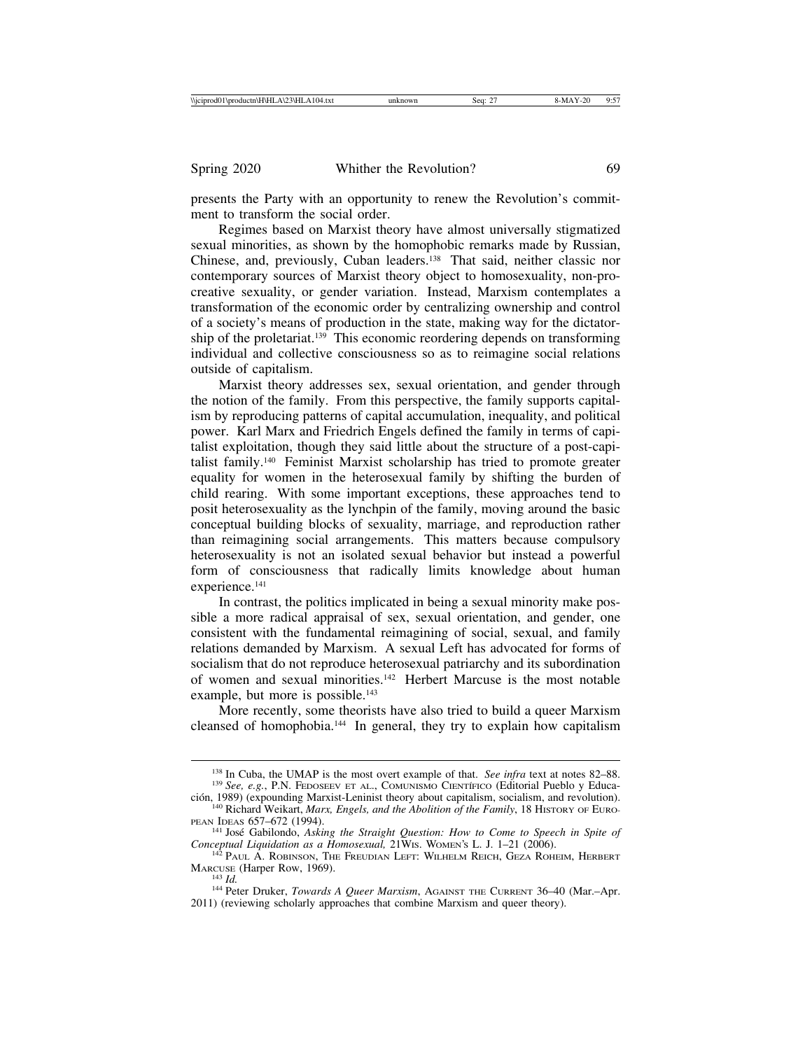presents the Party with an opportunity to renew the Revolution's commitment to transform the social order.

Regimes based on Marxist theory have almost universally stigmatized sexual minorities, as shown by the homophobic remarks made by Russian, Chinese, and, previously, Cuban leaders.[138] That said, neither classic nor contemporary sources of Marxist theory object to homosexuality, non-procreative sexuality, or gender variation. Instead, Marxism contemplates a transformation of the economic order by centralizing ownership and control of a society's means of production in the state, making way for the dictatorship of the proletariat.[139] This economic reordering depends on transforming individual and collective consciousness so as to reimagine social relations outside of capitalism.

Marxist theory addresses sex, sexual orientation, and gender through the notion of the family. From this perspective, the family supports capitalism by reproducing patterns of capital accumulation, inequality, and political power. Karl Marx and Friedrich Engels defined the family in terms of capitalist exploitation, though they said little about the structure of a post-capitalist family.[140] Feminist Marxist scholarship has tried to promote greater equality for women in the heterosexual family by shifting the burden of child rearing. With some important exceptions, these approaches tend to posit heterosexuality as the lynchpin of the family, moving around the basic conceptual building blocks of sexuality, marriage, and reproduction rather than reimagining social arrangements. This matters because compulsory heterosexuality is not an isolated sexual behavior but instead a powerful form of consciousness that radically limits knowledge about human experience.[141]

In contrast, the politics implicated in being a sexual minority make possible a more radical appraisal of sex, sexual orientation, and gender, one consistent with the fundamental reimagining of social, sexual, and family relations demanded by Marxism. A sexual Left has advocated for forms of socialism that do not reproduce heterosexual patriarchy and its subordination of women and sexual minorities.[142] Herbert Marcuse is the most notable example, but more is possible.[143]

More recently, some theorists have also tried to build a queer Marxism cleansed of homophobia.[144] In general, they try to explain how capitalism

---

[138] In Cuba, the UMAP is the most overt example of that. *See infra* text at notes 82–88.

[139] *See, e.g.*, P.N. Fedoseev et al., Comunismo Científico (Editorial Pueblo y Educación, 1989) (expounding Marxist-Leninist theory about capitalism, socialism, and revolution).

[140] Richard Weikart, *Marx, Engels, and the Abolition of the Family*, 18 History of European Ideas 657–672 (1994).

[141] José Gabilondo, *Asking the Straight Question: How to Come to Speech in Spite of Conceptual Liquidation as a Homosexual,* 21Wis. Women's L. J. 1–21 (2006).

[142] Paul A. Robinson, The Freudian Left: Wilhelm Reich, Geza Roheim, Herbert Marcuse (Harper Row, 1969).

[143] *Id.*

[144] Peter Druker, *Towards A Queer Marxism*, Against the Current 36–40 (Mar.–Apr. 2011) (reviewing scholarly approaches that combine Marxism and queer theory).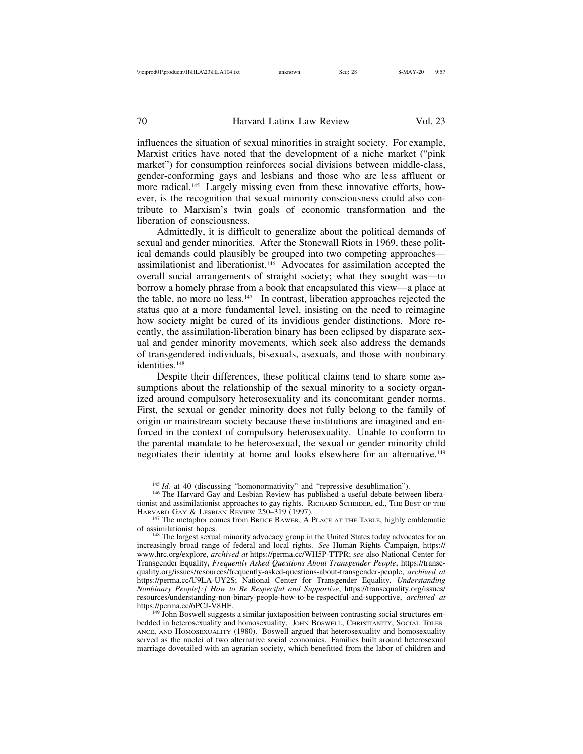influences the situation of sexual minorities in straight society. For example, Marxist critics have noted that the development of a niche market ("pink market") for consumption reinforces social divisions between middle-class, gender-conforming gays and lesbians and those who are less affluent or more radical.[145] Largely missing even from these innovative efforts, however, is the recognition that sexual minority consciousness could also contribute to Marxism's twin goals of economic transformation and the liberation of consciousness.

Admittedly, it is difficult to generalize about the political demands of sexual and gender minorities. After the Stonewall Riots in 1969, these political demands could plausibly be grouped into two competing approaches—assimilationist and liberationist.[146] Advocates for assimilation accepted the overall social arrangements of straight society; what they sought was—to borrow a homely phrase from a book that encapsulated this view—a place at the table, no more no less.[147] In contrast, liberation approaches rejected the status quo at a more fundamental level, insisting on the need to reimagine how society might be cured of its invidious gender distinctions. More recently, the assimilation-liberation binary has been eclipsed by disparate sexual and gender minority movements, which seek also address the demands of transgendered individuals, bisexuals, asexuals, and those with nonbinary identities.[148]

Despite their differences, these political claims tend to share some assumptions about the relationship of the sexual minority to a society organized around compulsory heterosexuality and its concomitant gender norms. First, the sexual or gender minority does not fully belong to the family of origin or mainstream society because these institutions are imagined and enforced in the context of compulsory heterosexuality. Unable to conform to the parental mandate to be heterosexual, the sexual or gender minority child negotiates their identity at home and looks elsewhere for an alternative.[149]

---

[145] *Id.* at 40 (discussing "homonormativity" and "repressive desublimation").

[146] The Harvard Gay and Lesbian Review has published a useful debate between liberationist and assimilationist approaches to gay rights. RICHARD SCHEIDER, ed., THE BEST OF THE HARVARD GAY & LESBIAN REVIEW 250–319 (1997).

[147] The metaphor comes from BRUCE BAWER, A PLACE AT THE TABLE, highly emblematic of assimilationist hopes.

[148] The largest sexual minority advocacy group in the United States today advocates for an increasingly broad range of federal and local rights. *See* Human Rights Campaign, https://www.hrc.org/explore, *archived at* https://perma.cc/WH5P-TTPR; *see* also National Center for Transgender Equality, *Frequently Asked Questions About Transgender People*, https://transequality.org/issues/resources/frequently-asked-questions-about-transgender-people, *archived at* https://perma.cc/U9LA-UY2S; National Center for Transgender Equality*, Understanding Nonbinary People[:] How to Be Respectful and Supportive*, https://transequality.org/issues/resources/understanding-non-binary-people-how-to-be-respectful-and-supportive, *archived at* https://perma.cc/6PCJ-V8HF.

[149] John Boswell suggests a similar juxtaposition between contrasting social structures embedded in heterosexuality and homosexuality. JOHN BOSWELL, CHRISTIANITY, SOCIAL TOLERANCE, AND HOMOSEXUALITY (1980). Boswell argued that heterosexuality and homosexuality served as the nuclei of two alternative social economies. Families built around heterosexual marriage dovetailed with an agrarian society, which benefitted from the labor of children and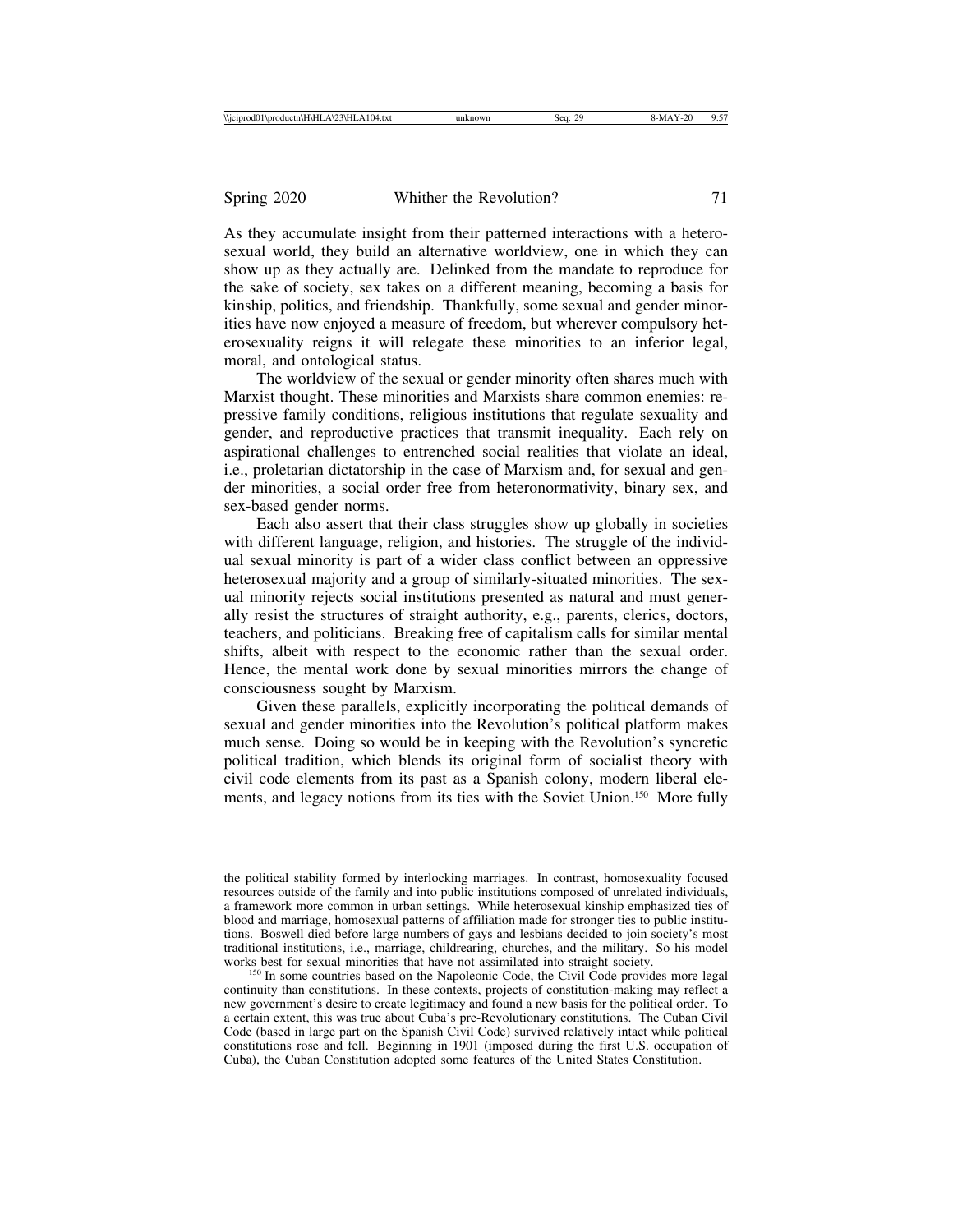As they accumulate insight from their patterned interactions with a heterosexual world, they build an alternative worldview, one in which they can show up as they actually are. Delinked from the mandate to reproduce for the sake of society, sex takes on a different meaning, becoming a basis for kinship, politics, and friendship. Thankfully, some sexual and gender minorities have now enjoyed a measure of freedom, but wherever compulsory heterosexuality reigns it will relegate these minorities to an inferior legal, moral, and ontological status.

The worldview of the sexual or gender minority often shares much with Marxist thought. These minorities and Marxists share common enemies: repressive family conditions, religious institutions that regulate sexuality and gender, and reproductive practices that transmit inequality. Each rely on aspirational challenges to entrenched social realities that violate an ideal, i.e., proletarian dictatorship in the case of Marxism and, for sexual and gender minorities, a social order free from heteronormativity, binary sex, and sex-based gender norms.

Each also assert that their class struggles show up globally in societies with different language, religion, and histories. The struggle of the individual sexual minority is part of a wider class conflict between an oppressive heterosexual majority and a group of similarly-situated minorities. The sexual minority rejects social institutions presented as natural and must generally resist the structures of straight authority, e.g., parents, clerics, doctors, teachers, and politicians. Breaking free of capitalism calls for similar mental shifts, albeit with respect to the economic rather than the sexual order. Hence, the mental work done by sexual minorities mirrors the change of consciousness sought by Marxism.

Given these parallels, explicitly incorporating the political demands of sexual and gender minorities into the Revolution's political platform makes much sense. Doing so would be in keeping with the Revolution's syncretic political tradition, which blends its original form of socialist theory with civil code elements from its past as a Spanish colony, modern liberal elements, and legacy notions from its ties with the Soviet Union.[150] More fully

---

the political stability formed by interlocking marriages. In contrast, homosexuality focused resources outside of the family and into public institutions composed of unrelated individuals, a framework more common in urban settings. While heterosexual kinship emphasized ties of blood and marriage, homosexual patterns of affiliation made for stronger ties to public institutions. Boswell died before large numbers of gays and lesbians decided to join society's most traditional institutions, i.e., marriage, childrearing, churches, and the military. So his model works best for sexual minorities that have not assimilated into straight society.

[150] In some countries based on the Napoleonic Code, the Civil Code provides more legal continuity than constitutions. In these contexts, projects of constitution-making may reflect a new government's desire to create legitimacy and found a new basis for the political order. To a certain extent, this was true about Cuba's pre-Revolutionary constitutions. The Cuban Civil Code (based in large part on the Spanish Civil Code) survived relatively intact while political constitutions rose and fell. Beginning in 1901 (imposed during the first U.S. occupation of Cuba), the Cuban Constitution adopted some features of the United States Constitution.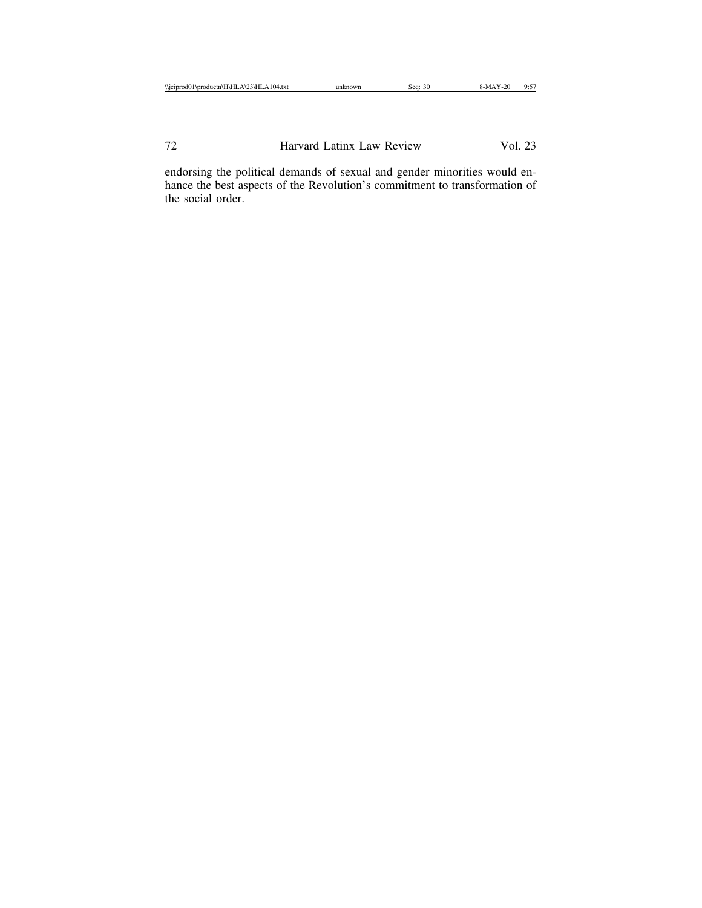endorsing the political demands of sexual and gender minorities would enhance the best aspects of the Revolution's commitment to transformation of the social order.